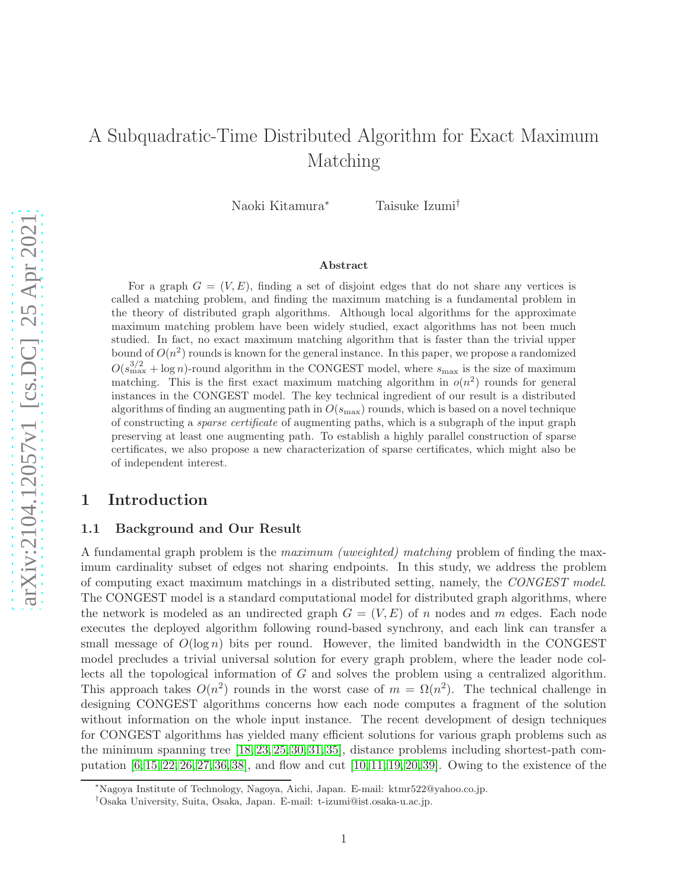# A Subquadratic-Time Distributed Algorithm for Exact Maximum Matching

Naoki Kitamura[*] Taisuke Izumi[†]

### Abstract

For a graph $G = (V, E)$, finding a set of disjoint edges that do not share any vertices is called a matching problem, and finding the maximum matching is a fundamental problem in the theory of distributed graph algorithms. Although local algorithms for the approximate maximum matching problem have been widely studied, exact algorithms has not been much studied. In fact, no exact maximum matching algorithm that is faster than the trivial upper bound of $O(n^2)$ rounds is known for the general instance. In this paper, we propose a randomized $O(s_{\max}^{3/2} + \log n)$-round algorithm in the CONGEST model, where $s_{\max}$ is the size of maximum matching. This is the first exact maximum matching algorithm in $o(n^2)$ rounds for general instances in the CONGEST model. The key technical ingredient of our result is a distributed algorithms of finding an augmenting path in $O(s_{\max})$ rounds, which is based on a novel technique of constructing a *sparse certificate* of augmenting paths, which is a subgraph of the input graph preserving at least one augmenting path. To establish a highly parallel construction of sparse certificates, we also propose a new characterization of sparse certificates, which might also be of independent interest.

## 1 Introduction

### 1.1 Background and Our Result

A fundamental graph problem is the *maximum (uweighted) matching* problem of finding the maximum cardinality subset of edges not sharing endpoints. In this study, we address the problem of computing exact maximum matchings in a distributed setting, namely, the *CONGEST model*. The CONGEST model is a standard computational model for distributed graph algorithms, where the network is modeled as an undirected graph $G = (V, E)$ of $n$ nodes and $m$ edges. Each node executes the deployed algorithm following round-based synchrony, and each link can transfer a small message of $O(\log n)$ bits per round. However, the limited bandwidth in the CONGEST model precludes a trivial universal solution for every graph problem, where the leader node collects all the topological information of $G$ and solves the problem using a centralized algorithm. This approach takes $O(n^2)$ rounds in the worst case of $m = \Omega(n^2)$. The technical challenge in designing CONGEST algorithms concerns how each node computes a fragment of the solution without information on the whole input instance. The recent development of design techniques for CONGEST algorithms has yielded many efficient solutions for various graph problems such as the minimum spanning tree [18, 23, 25, 30, 31, 35], distance problems including shortest-path computation [6, 15, 22, 26, 27, 36, 38], and flow and cut [10, 11, 19, 20, 39]. Owing to the existence of the

[*]Nagoya Institute of Technology, Nagoya, Aichi, Japan. E-mail: ktmr522@yahoo.co.jp.

[†]Osaka University, Suita, Osaka, Japan. E-mail: t-izumi@ist.osaka-u.ac.jp.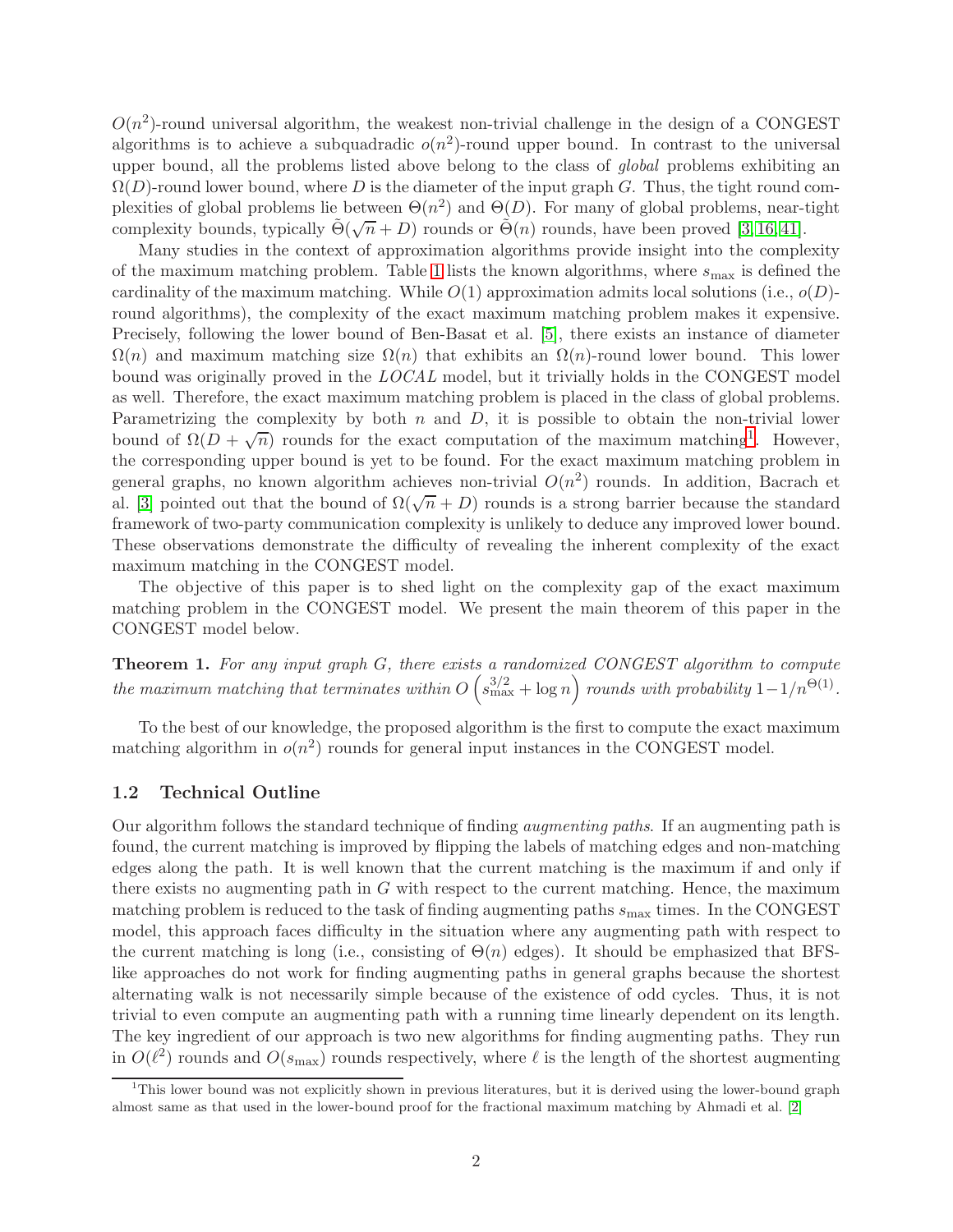$O(n^2)$-round universal algorithm, the weakest non-trivial challenge in the design of a CONGEST algorithms is to achieve a subquadradic $o(n^2)$-round upper bound. In contrast to the universal upper bound, all the problems listed above belong to the class of *global* problems exhibiting an $\Omega(D)$-round lower bound, where $D$ is the diameter of the input graph $G$. Thus, the tight round complexities of global problems lie between $\Theta(n^2)$ and $\Theta(D)$. For many of global problems, near-tight complexity bounds, typically $\tilde{\Theta}(\sqrt{n} + D)$ rounds or $\tilde{\Theta}(n)$ rounds, have been proved [3, 16, 41].

Many studies in the context of approximation algorithms provide insight into the complexity of the maximum matching problem. Table 1 lists the known algorithms, where $s_{\max}$ is defined the cardinality of the maximum matching. While $O(1)$ approximation admits local solutions (i.e., $o(D)$-round algorithms), the complexity of the exact maximum matching problem makes it expensive. Precisely, following the lower bound of Ben-Basat et al. [5], there exists an instance of diameter $\Omega(n)$ and maximum matching size $\Omega(n)$ that exhibits an $\Omega(n)$-round lower bound. This lower bound was originally proved in the *LOCAL* model, but it trivially holds in the CONGEST model as well. Therefore, the exact maximum matching problem is placed in the class of global problems. Parametrizing the complexity by both $n$ and $D$, it is possible to obtain the non-trivial lower bound of $\Omega(D + \sqrt{n})$ rounds for the exact computation of the maximum matching[1]. However, the corresponding upper bound is yet to be found. For the exact maximum matching problem in general graphs, no known algorithm achieves non-trivial $O(n^2)$ rounds. In addition, Bacrach et al. [3] pointed out that the bound of $\Omega(\sqrt{n} + D)$ rounds is a strong barrier because the standard framework of two-party communication complexity is unlikely to deduce any improved lower bound. These observations demonstrate the difficulty of revealing the inherent complexity of the exact maximum matching in the CONGEST model.

The objective of this paper is to shed light on the complexity gap of the exact maximum matching problem in the CONGEST model. We present the main theorem of this paper in the CONGEST model below.

**Theorem 1.** *For any input graph $G$, there exists a randomized CONGEST algorithm to compute the maximum matching that terminates within $O\left(s_{\max}^{3/2} + \log n\right)$ rounds with probability $1 - 1/n^{\Theta(1)}$.*

To the best of our knowledge, the proposed algorithm is the first to compute the exact maximum matching algorithm in $o(n^2)$ rounds for general input instances in the CONGEST model.

### 1.2 Technical Outline

Our algorithm follows the standard technique of finding *augmenting paths*. If an augmenting path is found, the current matching is improved by flipping the labels of matching edges and non-matching edges along the path. It is well known that the current matching is the maximum if and only if there exists no augmenting path in $G$ with respect to the current matching. Hence, the maximum matching problem is reduced to the task of finding augmenting paths $s_{\max}$ times. In the CONGEST model, this approach faces difficulty in the situation where any augmenting path with respect to the current matching is long (i.e., consisting of $\Theta(n)$ edges). It should be emphasized that BFS-like approaches do not work for finding augmenting paths in general graphs because the shortest alternating walk is not necessarily simple because of the existence of odd cycles. Thus, it is not trivial to even compute an augmenting path with a running time linearly dependent on its length. The key ingredient of our approach is two new algorithms for finding augmenting paths. They run in $O(\ell^2)$ rounds and $O(s_{\max})$ rounds respectively, where $\ell$ is the length of the shortest augmenting

[1] This lower bound was not explicitly shown in previous literatures, but it is derived using the lower-bound graph almost same as that used in the lower-bound proof for the fractional maximum matching by Ahmadi et al. [2]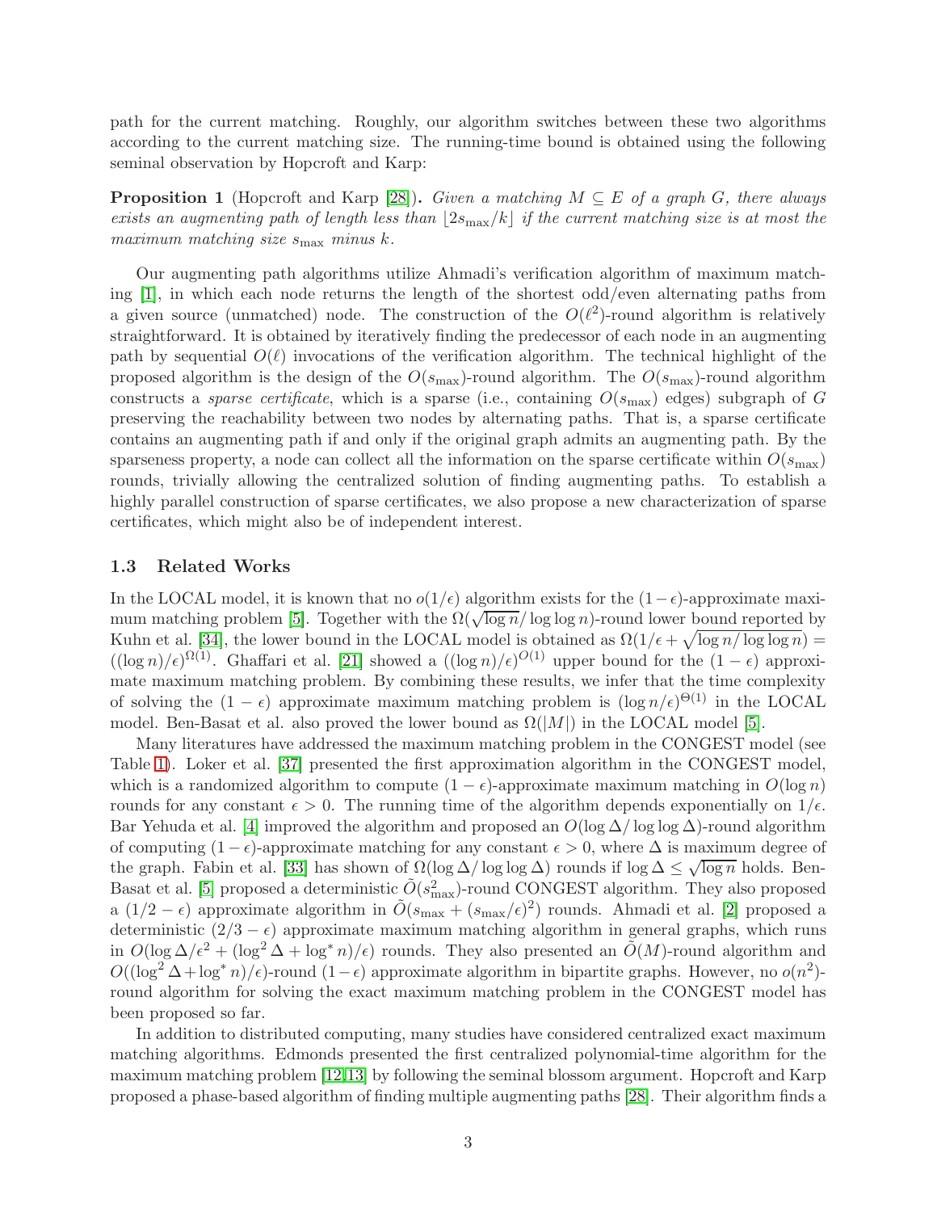path for the current matching. Roughly, our algorithm switches between these two algorithms according to the current matching size. The running-time bound is obtained using the following seminal observation by Hopcroft and Karp:

**Proposition 1** (Hopcroft and Karp [28])**.** *Given a matching $M \subseteq E$ of a graph $G$, there always exists an augmenting path of length less than $\lfloor 2s_{\max}/k \rfloor$ if the current matching size is at most the maximum matching size $s_{\max}$ minus $k$.*

Our augmenting path algorithms utilize Ahmadi's verification algorithm of maximum matching [1], in which each node returns the length of the shortest odd/even alternating paths from a given source (unmatched) node. The construction of the $O(\ell^2)$-round algorithm is relatively straightforward. It is obtained by iteratively finding the predecessor of each node in an augmenting path by sequential $O(\ell)$ invocations of the verification algorithm. The technical highlight of the proposed algorithm is the design of the $O(s_{\max})$-round algorithm. The $O(s_{\max})$-round algorithm constructs a *sparse certificate*, which is a sparse (i.e., containing $O(s_{\max})$ edges) subgraph of $G$ preserving the reachability between two nodes by alternating paths. That is, a sparse certificate contains an augmenting path if and only if the original graph admits an augmenting path. By the sparseness property, a node can collect all the information on the sparse certificate within $O(s_{\max})$ rounds, trivially allowing the centralized solution of finding augmenting paths. To establish a highly parallel construction of sparse certificates, we also propose a new characterization of sparse certificates, which might also be of independent interest.

### 1.3 Related Works

In the LOCAL model, it is known that no $o(1/\epsilon)$ algorithm exists for the $(1-\epsilon)$-approximate maximum matching problem [5]. Together with the $\Omega(\sqrt{\log n}/\log\log n)$-round lower bound reported by Kuhn et al. [34], the lower bound in the LOCAL model is obtained as $\Omega(1/\epsilon + \sqrt{\log n/\log\log n}) = ((\log n)/\epsilon)^{\Omega(1)}$. Ghaffari et al. [21] showed a $((\log n)/\epsilon)^{O(1)}$ upper bound for the $(1-\epsilon)$ approximate maximum matching problem. By combining these results, we infer that the time complexity of solving the $(1-\epsilon)$ approximate maximum matching problem is $(\log n/\epsilon)^{\Theta(1)}$ in the LOCAL model. Ben-Basat et al. also proved the lower bound as $\Omega(|M|)$ in the LOCAL model [5].

Many literatures have addressed the maximum matching problem in the CONGEST model (see Table 1). Loker et al. [37] presented the first approximation algorithm in the CONGEST model, which is a randomized algorithm to compute $(1-\epsilon)$-approximate maximum matching in $O(\log n)$ rounds for any constant $\epsilon > 0$. The running time of the algorithm depends exponentially on $1/\epsilon$. Bar Yehuda et al. [4] improved the algorithm and proposed an $O(\log\Delta/\log\log\Delta)$-round algorithm of computing $(1-\epsilon)$-approximate matching for any constant $\epsilon > 0$, where $\Delta$ is maximum degree of the graph. Fabin et al. [33] has shown of $\Omega(\log\Delta/\log\log\Delta)$ rounds if $\log\Delta \leq \sqrt{\log n}$ holds. Ben-Basat et al. [5] proposed a deterministic $\tilde{O}(s_{\max}^2)$-round CONGEST algorithm. They also proposed a $(1/2-\epsilon)$ approximate algorithm in $\tilde{O}(s_{\max} + (s_{\max}/\epsilon)^2)$ rounds. Ahmadi et al. [2] proposed a deterministic $(2/3-\epsilon)$ approximate maximum matching algorithm in general graphs, which runs in $O(\log\Delta/\epsilon^2 + (\log^2\Delta + \log^* n)/\epsilon)$ rounds. They also presented an $\tilde{O}(M)$-round algorithm and $O((\log^2\Delta + \log^* n)/\epsilon)$-round $(1-\epsilon)$ approximate algorithm in bipartite graphs. However, no $o(n^2)$-round algorithm for solving the exact maximum matching problem in the CONGEST model has been proposed so far.

In addition to distributed computing, many studies have considered centralized exact maximum matching algorithms. Edmonds presented the first centralized polynomial-time algorithm for the maximum matching problem [12,13] by following the seminal blossom argument. Hopcroft and Karp proposed a phase-based algorithm of finding multiple augmenting paths [28]. Their algorithm finds a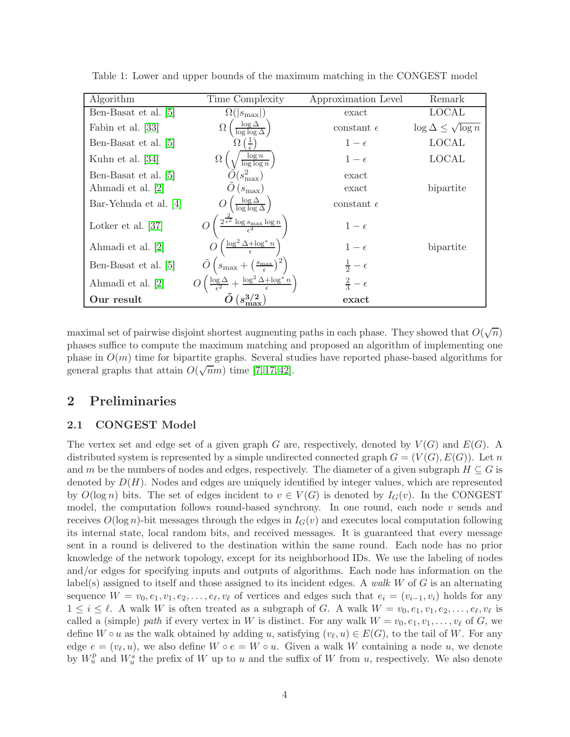Table 1: Lower and upper bounds of the maximum matching in the CONGEST model

| Algorithm | Time Complexity | Approximation Level | Remark |
|---|---|---|---|
| Ben-Basat et al. [5] | $\Omega(\lvert s_{\max}\rvert)$ | exact | LOCAL |
| Fabin et al. [33] | $\Omega\left(\frac{\log \Delta}{\log\log \Delta}\right)$ | constant $\epsilon$ | $\log \Delta \leq \sqrt{\log n}$ |
| Ben-Basat et al. [5] | $\Omega\left(\frac{1}{\epsilon}\right)$ | $1-\epsilon$ | LOCAL |
| Kuhn et al. [34] | $\Omega\left(\sqrt{\frac{\log n}{\log\log n}}\right)$ | $1-\epsilon$ | LOCAL |
| Ben-Basat et al. [5] | $\tilde{O}(s_{\max}^2)$ | exact | |
| Ahmadi et al. [2] | $\tilde{O}\left(s_{\max}\right)$ | exact | bipartite |
| Bar-Yehuda et al. [4] | $O\left(\frac{\log \Delta}{\log\log \Delta}\right)$ | constant $\epsilon$ | |
| Lotker et al. [37] | $O\left(\frac{2^{\frac{2}{\epsilon^2}} \log s_{\max} \log n}{\epsilon^4}\right)$ | $1-\epsilon$ | |
| Ahmadi et al. [2] | $O\left(\frac{\log^2 \Delta + \log^* n}{\epsilon}\right)$ | $1-\epsilon$ | bipartite |
| Ben-Basat et al. [5] | $\tilde{O}\left(s_{\max} + \left(\frac{s_{\max}}{\epsilon}\right)^2\right)$ | $\frac{1}{2}-\epsilon$ | |
| Ahmadi et al. [2] | $O\left(\frac{\log \Delta}{\epsilon^2} + \frac{\log^2 \Delta + \log^* n}{\epsilon}\right)$ | $\frac{2}{3}-\epsilon$ | |
| **Our result** | $\tilde{O}\left(s_{\max}^{3/2}\right)$ | **exact** | |

maximal set of pairwise disjoint shortest augmenting paths in each phase. They showed that $O(\sqrt{n})$ phases suffice to compute the maximum matching and proposed an algorithm of implementing one phase in $O(m)$ time for bipartite graphs. Several studies have reported phase-based algorithms for general graphs that attain $O(\sqrt{n}m)$ time [7, 17, 42].

## 2 Preliminaries

### 2.1 CONGEST Model

The vertex set and edge set of a given graph $G$ are, respectively, denoted by $V(G)$ and $E(G)$. A distributed system is represented by a simple undirected connected graph $G = (V(G), E(G))$. Let $n$ and $m$ be the numbers of nodes and edges, respectively. The diameter of a given subgraph $H \subseteq G$ is denoted by $D(H)$. Nodes and edges are uniquely identified by integer values, which are represented by $O(\log n)$ bits. The set of edges incident to $v \in V(G)$ is denoted by $I_G(v)$. In the CONGEST model, the computation follows round-based synchrony. In one round, each node $v$ sends and receives $O(\log n)$-bit messages through the edges in $I_G(v)$ and executes local computation following its internal state, local random bits, and received messages. It is guaranteed that every message sent in a round is delivered to the destination within the same round. Each node has no prior knowledge of the network topology, except for its neighborhood IDs. We use the labeling of nodes and/or edges for specifying inputs and outputs of algorithms. Each node has information on the label(s) assigned to itself and those assigned to its incident edges. A *walk* $W$ of $G$ is an alternating sequence $W = v_0, e_1, v_1, e_2, \ldots, e_\ell, v_\ell$ of vertices and edges such that $e_i = (v_{i-1}, v_i)$ holds for any $1 \leq i \leq \ell$. A walk $W$ is often treated as a subgraph of $G$. A walk $W = v_0, e_1, v_1, e_2, \ldots, e_\ell, v_\ell$ is called a (simple) *path* if every vertex in $W$ is distinct. For any walk $W = v_0, e_1, v_1, \ldots, v_\ell$ of $G$, we define $W \circ u$ as the walk obtained by adding $u$, satisfying $(v_\ell, u) \in E(G)$, to the tail of $W$. For any edge $e = (v_\ell, u)$, we also define $W \circ e = W \circ u$. Given a walk $W$ containing a node $u$, we denote by $W_u^p$ and $W_u^s$ the prefix of $W$ up to $u$ and the suffix of $W$ from $u$, respectively. We also denote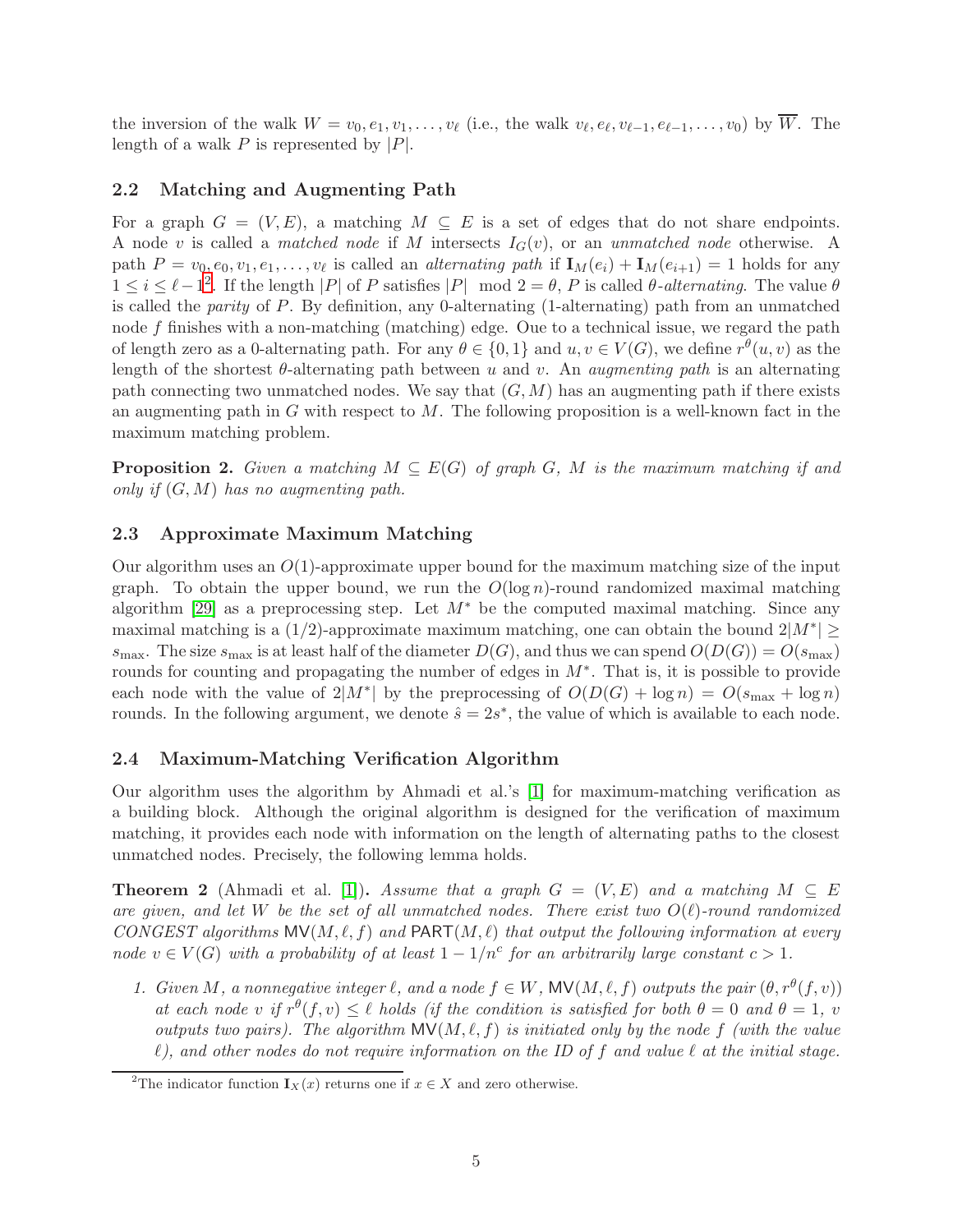the inversion of the walk $W = v_0, e_1, v_1, \ldots, v_\ell$ (i.e., the walk $v_\ell, e_\ell, v_{\ell-1}, e_{\ell-1}, \ldots, v_0$) by $\overline{W}$. The length of a walk $P$ is represented by $|P|$.

### 2.2 Matching and Augmenting Path

For a graph $G = (V, E)$, a matching $M \subseteq E$ is a set of edges that do not share endpoints. A node $v$ is called a *matched node* if $M$ intersects $I_G(v)$, or an *unmatched node* otherwise. A path $P = v_0, e_0, v_1, e_1, \ldots, v_\ell$ is called an *alternating path* if $\mathbf{I}_M(e_i) + \mathbf{I}_M(e_{i+1}) = 1$ holds for any $1 \leq i \leq \ell - 1$[2]. If the length $|P|$ of $P$ satisfies $|P| \mod 2 = \theta$, $P$ is called $\theta$*-alternating*. The value $\theta$ is called the *parity* of $P$. By definition, any 0-alternating (1-alternating) path from an unmatched node $f$ finishes with a non-matching (matching) edge. Oue to a technical issue, we regard the path of length zero as a 0-alternating path. For any $\theta \in \{0, 1\}$ and $u, v \in V(G)$, we define $r^\theta(u, v)$ as the length of the shortest $\theta$-alternating path between $u$ and $v$. An *augmenting path* is an alternating path connecting two unmatched nodes. We say that $(G, M)$ has an augmenting path if there exists an augmenting path in $G$ with respect to $M$. The following proposition is a well-known fact in the maximum matching problem.

**Proposition 2.** *Given a matching $M \subseteq E(G)$ of graph $G$, $M$ is the maximum matching if and only if $(G, M)$ has no augmenting path.*

### 2.3 Approximate Maximum Matching

Our algorithm uses an $O(1)$-approximate upper bound for the maximum matching size of the input graph. To obtain the upper bound, we run the $O(\log n)$-round randomized maximal matching algorithm [29] as a preprocessing step. Let $M^*$ be the computed maximal matching. Since any maximal matching is a $(1/2)$-approximate maximum matching, one can obtain the bound $2|M^*| \geq s_{\max}$. The size $s_{\max}$ is at least half of the diameter $D(G)$, and thus we can spend $O(D(G)) = O(s_{\max})$ rounds for counting and propagating the number of edges in $M^*$. That is, it is possible to provide each node with the value of $2|M^*|$ by the preprocessing of $O(D(G) + \log n) = O(s_{\max} + \log n)$ rounds. In the following argument, we denote $\hat{s} = 2s^*$, the value of which is available to each node.

### 2.4 Maximum-Matching Verification Algorithm

Our algorithm uses the algorithm by Ahmadi et al.'s [1] for maximum-matching verification as a building block. Although the original algorithm is designed for the verification of maximum matching, it provides each node with information on the length of alternating paths to the closest unmatched nodes. Precisely, the following lemma holds.

**Theorem 2** (Ahmadi et al. [1])**.** *Assume that a graph $G = (V, E)$ and a matching $M \subseteq E$ are given, and let $W$ be the set of all unmatched nodes. There exist two $O(\ell)$-round randomized CONGEST algorithms $\mathsf{MV}(M, \ell, f)$ and $\mathsf{PART}(M, \ell)$ that output the following information at every node $v \in V(G)$ with a probability of at least $1 - 1/n^c$ for an arbitrarily large constant $c > 1$.*

1. *Given $M$, a nonnegative integer $\ell$, and a node $f \in W$, $\mathsf{MV}(M, \ell, f)$ outputs the pair $(\theta, r^\theta(f, v))$ at each node $v$ if $r^\theta(f, v) \leq \ell$ holds (if the condition is satisfied for both $\theta = 0$ and $\theta = 1$, $v$ outputs two pairs). The algorithm $\mathsf{MV}(M, \ell, f)$ is initiated only by the node $f$ (with the value $\ell$), and other nodes do not require information on the ID of $f$ and value $\ell$ at the initial stage.*

[2] The indicator function $\mathbf{I}_X(x)$ returns one if $x \in X$ and zero otherwise.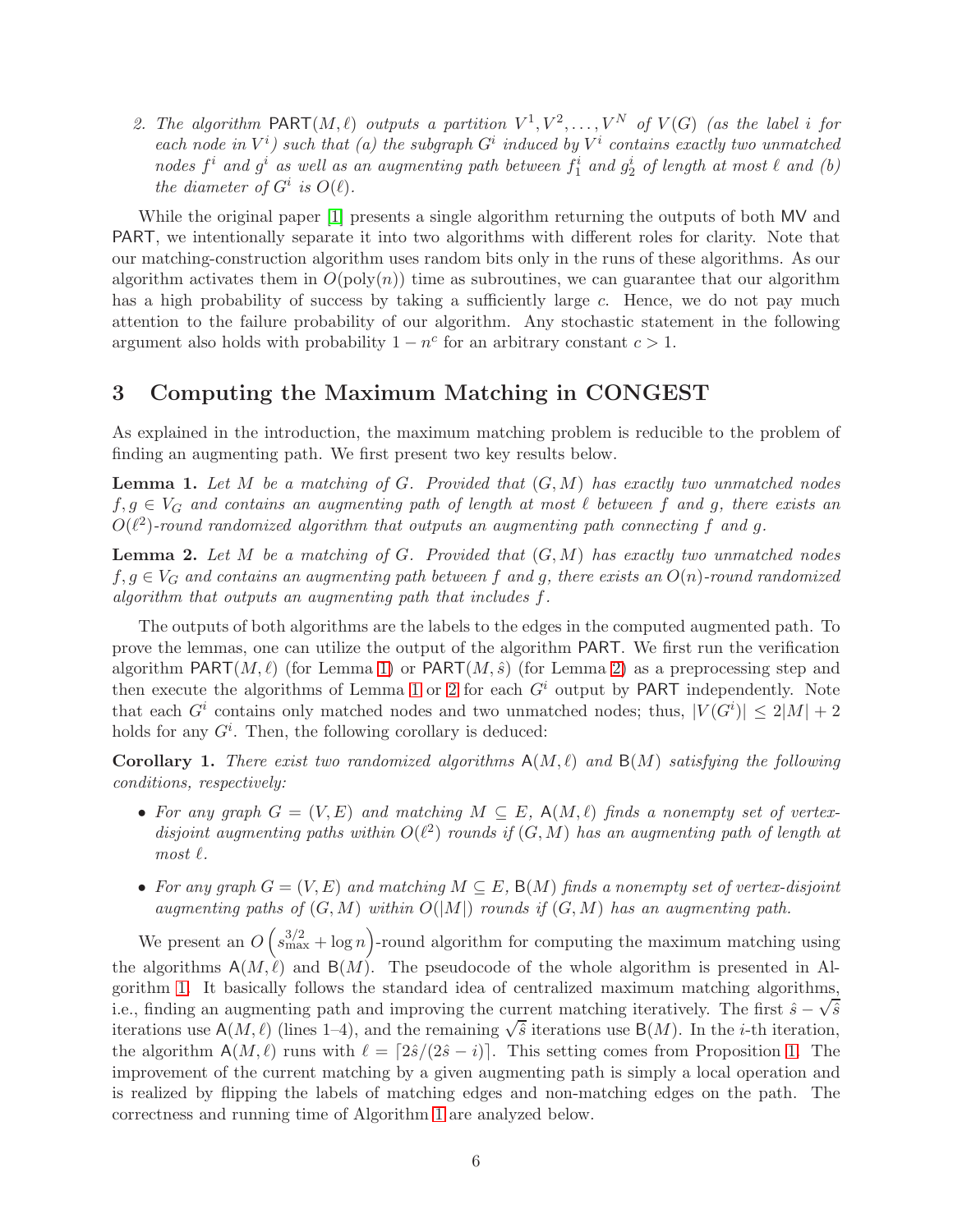2. *The algorithm* $\mathsf{PART}(M, \ell)$ *outputs a partition* $V^1, V^2, \ldots, V^N$ *of* $V(G)$ *(as the label* $i$ *for each node in* $V^i$*) such that (a) the subgraph* $G^i$ *induced by* $V^i$ *contains exactly two unmatched nodes* $f^i$ *and* $g^i$ *as well as an augmenting path between* $f_1^i$ *and* $g_2^i$ *of length at most* $\ell$ *and (b) the diameter of* $G^i$ *is* $O(\ell)$*.*

While the original paper [1] presents a single algorithm returning the outputs of both $\mathsf{MV}$ and $\mathsf{PART}$, we intentionally separate it into two algorithms with different roles for clarity. Note that our matching-construction algorithm uses random bits only in the runs of these algorithms. As our algorithm activates them in $O(\mathrm{poly}(n))$ time as subroutines, we can guarantee that our algorithm has a high probability of success by taking a sufficiently large $c$. Hence, we do not pay much attention to the failure probability of our algorithm. Any stochastic statement in the following argument also holds with probability $1 - n^c$ for an arbitrary constant $c > 1$.

## 3 Computing the Maximum Matching in CONGEST

As explained in the introduction, the maximum matching problem is reducible to the problem of finding an augmenting path. We first present two key results below.

**Lemma 1.** *Let* $M$ *be a matching of* $G$*. Provided that* $(G, M)$ *has exactly two unmatched nodes* $f, g \in V_G$ *and contains an augmenting path of length at most* $\ell$ *between* $f$ *and* $g$*, there exists an* $O(\ell^2)$*-round randomized algorithm that outputs an augmenting path connecting* $f$ *and* $g$*.*

**Lemma 2.** *Let* $M$ *be a matching of* $G$*. Provided that* $(G, M)$ *has exactly two unmatched nodes* $f, g \in V_G$ *and contains an augmenting path between* $f$ *and* $g$*, there exists an* $O(n)$*-round randomized algorithm that outputs an augmenting path that includes* $f$*.*

The outputs of both algorithms are the labels to the edges in the computed augmented path. To prove the lemmas, one can utilize the output of the algorithm $\mathsf{PART}$. We first run the verification algorithm $\mathsf{PART}(M, \ell)$ (for Lemma 1) or $\mathsf{PART}(M, \hat{s})$ (for Lemma 2) as a preprocessing step and then execute the algorithms of Lemma 1 or 2 for each $G^i$ output by $\mathsf{PART}$ independently. Note that each $G^i$ contains only matched nodes and two unmatched nodes; thus, $|V(G^i)| \leq 2|M| + 2$ holds for any $G^i$. Then, the following corollary is deduced:

**Corollary 1.** *There exist two randomized algorithms* $\mathsf{A}(M, \ell)$ *and* $\mathsf{B}(M)$ *satisfying the following conditions, respectively:*

- *For any graph* $G = (V, E)$ *and matching* $M \subseteq E$*,* $\mathsf{A}(M, \ell)$ *finds a nonempty set of vertex-disjoint augmenting paths within* $O(\ell^2)$ *rounds if* $(G, M)$ *has an augmenting path of length at most* $\ell$*.*
- *For any graph* $G = (V, E)$ *and matching* $M \subseteq E$*,* $\mathsf{B}(M)$ *finds a nonempty set of vertex-disjoint augmenting paths of* $(G, M)$ *within* $O(|M|)$ *rounds if* $(G, M)$ *has an augmenting path.*

We present an $O\left(s_{\max}^{3/2} + \log n\right)$-round algorithm for computing the maximum matching using the algorithms $\mathsf{A}(M, \ell)$ and $\mathsf{B}(M)$. The pseudocode of the whole algorithm is presented in Algorithm 1. It basically follows the standard idea of centralized maximum matching algorithms, i.e., finding an augmenting path and improving the current matching iteratively. The first $\hat{s} - \sqrt{\hat{s}}$ iterations use $\mathsf{A}(M, \ell)$ (lines 1–4), and the remaining $\sqrt{\hat{s}}$ iterations use $\mathsf{B}(M)$. In the $i$-th iteration, the algorithm $\mathsf{A}(M, \ell)$ runs with $\ell = \lceil 2\hat{s}/(2\hat{s} - i) \rceil$. This setting comes from Proposition 1. The improvement of the current matching by a given augmenting path is simply a local operation and is realized by flipping the labels of matching edges and non-matching edges on the path. The correctness and running time of Algorithm 1 are analyzed below.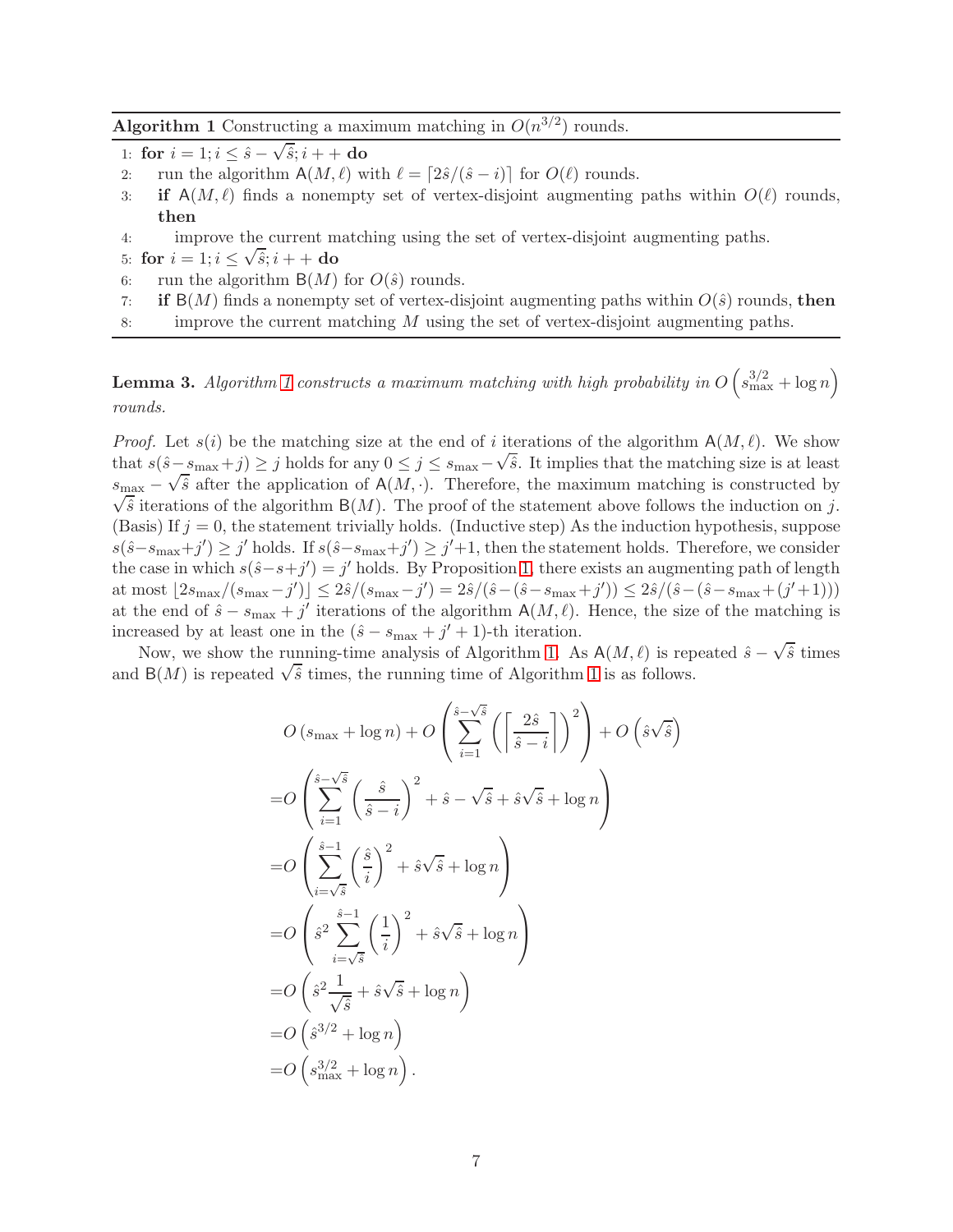**Algorithm 1** Constructing a maximum matching in $O(n^{3/2})$ rounds.

```
1: for i = 1; i ≤ ŝ − √ŝ; i++ do
2:     run the algorithm A(M, ℓ) with ℓ = ⌈2ŝ/(ŝ − i)⌉ for O(ℓ) rounds.
3:     if A(M, ℓ) finds a nonempty set of vertex-disjoint augmenting paths within O(ℓ) rounds, then
4:         improve the current matching using the set of vertex-disjoint augmenting paths.
5: for i = 1; i ≤ √ŝ; i++ do
6:     run the algorithm B(M) for O(ŝ) rounds.
7:     if B(M) finds a nonempty set of vertex-disjoint augmenting paths within O(ŝ) rounds, then
8:         improve the current matching M using the set of vertex-disjoint augmenting paths.
```

**Lemma 3.** *Algorithm 1 constructs a maximum matching with high probability in* $O\left(s_{\max}^{3/2} + \log n\right)$ *rounds.*

*Proof.* Let $s(i)$ be the matching size at the end of $i$ iterations of the algorithm $\mathsf{A}(M, \ell)$. We show that $s(\hat{s} - s_{\max} + j) \geq j$ holds for any $0 \leq j \leq s_{\max} - \sqrt{\hat{s}}$. It implies that the matching size is at least $s_{\max} - \sqrt{\hat{s}}$ after the application of $\mathsf{A}(M, \cdot)$. Therefore, the maximum matching is constructed by $\sqrt{\hat{s}}$ iterations of the algorithm $\mathsf{B}(M)$. The proof of the statement above follows the induction on $j$. (Basis) If $j = 0$, the statement trivially holds. (Inductive step) As the induction hypothesis, suppose $s(\hat{s} - s_{\max} + j') \geq j'$ holds. If $s(\hat{s} - s_{\max} + j') \geq j' + 1$, then the statement holds. Therefore, we consider the case in which $s(\hat{s} - s + j') = j'$ holds. By Proposition 1, there exists an augmenting path of length at most $\lfloor 2s_{\max}/(s_{\max} - j')\rfloor \leq 2\hat{s}/(s_{\max} - j') = 2\hat{s}/(\hat{s} - (\hat{s} - s_{\max} + j')) \leq 2\hat{s}/(\hat{s} - (\hat{s} - s_{\max} + (j' + 1)))$ at the end of $\hat{s} - s_{\max} + j'$ iterations of the algorithm $\mathsf{A}(M, \ell)$. Hence, the size of the matching is increased by at least one in the $(\hat{s} - s_{\max} + j' + 1)$-th iteration.

Now, we show the running-time analysis of Algorithm 1. As $\mathsf{A}(M, \ell)$ is repeated $\hat{s} - \sqrt{\hat{s}}$ times and $\mathsf{B}(M)$ is repeated $\sqrt{\hat{s}}$ times, the running time of Algorithm 1 is as follows.

$$
\begin{aligned}
& O\left(s_{\max} + \log n\right) + O\left(\sum_{i=1}^{\hat{s}-\sqrt{\hat{s}}} \left(\left\lceil \frac{2\hat{s}}{\hat{s} - i} \right\rceil\right)^2\right) + O\left(\hat{s}\sqrt{\hat{s}}\right) \\
=& O\left(\sum_{i=1}^{\hat{s}-\sqrt{\hat{s}}} \left(\frac{\hat{s}}{\hat{s} - i}\right)^2 + \hat{s} - \sqrt{\hat{s}} + \hat{s}\sqrt{\hat{s}} + \log n\right) \\
=& O\left(\sum_{i=\sqrt{\hat{s}}}^{\hat{s}-1} \left(\frac{\hat{s}}{i}\right)^2 + \hat{s}\sqrt{\hat{s}} + \log n\right) \\
=& O\left(\hat{s}^2 \sum_{i=\sqrt{\hat{s}}}^{\hat{s}-1} \left(\frac{1}{i}\right)^2 + \hat{s}\sqrt{\hat{s}} + \log n\right) \\
=& O\left(\hat{s}^2 \frac{1}{\sqrt{\hat{s}}} + \hat{s}\sqrt{\hat{s}} + \log n\right) \\
=& O\left(\hat{s}^{3/2} + \log n\right) \\
=& O\left(s_{\max}^{3/2} + \log n\right).
\end{aligned}
$$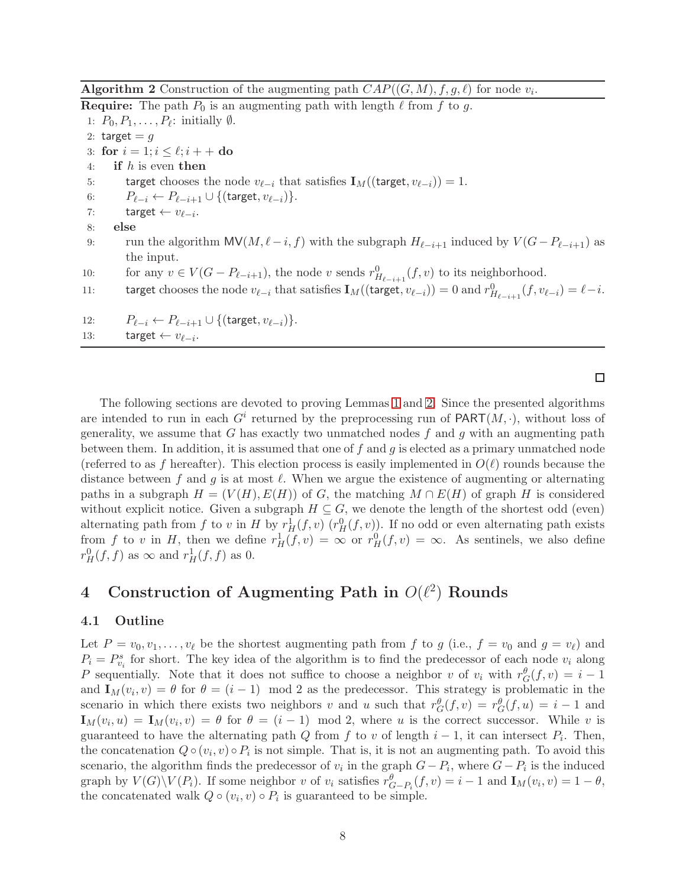**Algorithm 2** Construction of the augmenting path $CAP((G, M), f, g, \ell)$ for node $v_i$.

**Require:** The path $P_0$ is an augmenting path with length $\ell$ from $f$ to $g$.

```
1: P_0, P_1, ..., P_ℓ: initially ∅.
2: target = g
3: for i = 1; i ≤ ℓ; i++ do
4:    if h is even then
5:       target chooses the node v_{ℓ-i} that satisfies I_M((target, v_{ℓ-i})) = 1.
6:       P_{ℓ-i} ← P_{ℓ-i+1} ∪ {(target, v_{ℓ-i})}.
7:       target ← v_{ℓ-i}.
8:    else
9:       run the algorithm MV(M, ℓ-i, f) with the subgraph H_{ℓ-i+1} induced by V(G - P_{ℓ-i+1}) as
         the input.
10:      for any v ∈ V(G - P_{ℓ-i+1}), the node v sends r^0_{H_{ℓ-i+1}}(f, v) to its neighborhood.
11:      target chooses the node v_{ℓ-i} that satisfies I_M((target, v_{ℓ-i})) = 0 and r^0_{H_{ℓ-i+1}}(f, v_{ℓ-i}) = ℓ-i.
12:      P_{ℓ-i} ← P_{ℓ-i+1} ∪ {(target, v_{ℓ-i})}.
13:      target ← v_{ℓ-i}.
```

□

The following sections are devoted to proving Lemmas 1 and 2. Since the presented algorithms are intended to run in each $G^i$ returned by the preprocessing run of $\mathsf{PART}(M, \cdot)$, without loss of generality, we assume that $G$ has exactly two unmatched nodes $f$ and $g$ with an augmenting path between them. In addition, it is assumed that one of $f$ and $g$ is elected as a primary unmatched node (referred to as $f$ hereafter). This election process is easily implemented in $O(\ell)$ rounds because the distance between $f$ and $g$ is at most $\ell$. When we argue the existence of augmenting or alternating paths in a subgraph $H = (V(H), E(H))$ of $G$, the matching $M \cap E(H)$ of graph $H$ is considered without explicit notice. Given a subgraph $H \subseteq G$, we denote the length of the shortest odd (even) alternating path from $f$ to $v$ in $H$ by $r^1_H(f, v)$ ($r^0_H(f, v)$). If no odd or even alternating path exists from $f$ to $v$ in $H$, then we define $r^1_H(f, v) = \infty$ or $r^0_H(f, v) = \infty$. As sentinels, we also define $r^0_H(f, f)$ as $\infty$ and $r^1_H(f, f)$ as 0.

# 4 Construction of Augmenting Path in $O(\ell^2)$ Rounds

## 4.1 Outline

Let $P = v_0, v_1, \ldots, v_\ell$ be the shortest augmenting path from $f$ to $g$ (i.e., $f = v_0$ and $g = v_\ell$) and $P_i = P^s_{v_i}$ for short. The key idea of the algorithm is to find the predecessor of each node $v_i$ along $P$ sequentially. Note that it does not suffice to choose a neighbor $v$ of $v_i$ with $r^\theta_G(f, v) = i - 1$ and $\mathbf{I}_M(v_i, v) = \theta$ for $\theta = (i-1) \mod 2$ as the predecessor. This strategy is problematic in the scenario in which there exists two neighbors $v$ and $u$ such that $r^\theta_G(f, v) = r^\theta_G(f, u) = i - 1$ and $\mathbf{I}_M(v_i, u) = \mathbf{I}_M(v_i, v) = \theta$ for $\theta = (i-1) \mod 2$, where $u$ is the correct successor. While $v$ is guaranteed to have the alternating path $Q$ from $f$ to $v$ of length $i - 1$, it can intersect $P_i$. Then, the concatenation $Q \circ (v_i, v) \circ P_i$ is not simple. That is, it is not an augmenting path. To avoid this scenario, the algorithm finds the predecessor of $v_i$ in the graph $G - P_i$, where $G - P_i$ is the induced graph by $V(G) \backslash V(P_i)$. If some neighbor $v$ of $v_i$ satisfies $r^\theta_{G-P_i}(f, v) = i - 1$ and $\mathbf{I}_M(v_i, v) = 1 - \theta$, the concatenated walk $Q \circ (v_i, v) \circ P_i$ is guaranteed to be simple.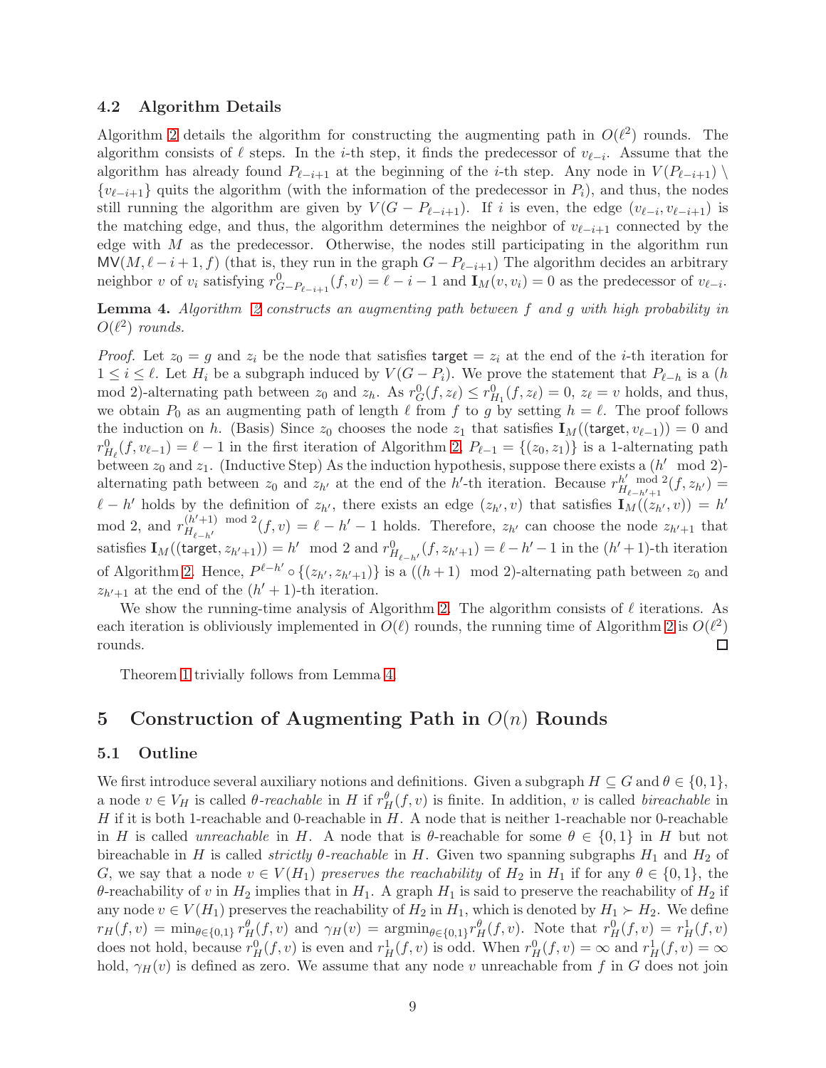### 4.2 Algorithm Details

Algorithm 2 details the algorithm for constructing the augmenting path in $O(\ell^2)$ rounds. The algorithm consists of $\ell$ steps. In the $i$-th step, it finds the predecessor of $v_{\ell-i}$. Assume that the algorithm has already found $P_{\ell-i+1}$ at the beginning of the $i$-th step. Any node in $V(P_{\ell-i+1}) \setminus \{v_{\ell-i+1}\}$ quits the algorithm (with the information of the predecessor in $P_i$), and thus, the nodes still running the algorithm are given by $V(G - P_{\ell-i+1})$. If $i$ is even, the edge $(v_{\ell-i}, v_{\ell-i+1})$ is the matching edge, and thus, the algorithm determines the neighbor of $v_{\ell-i+1}$ connected by the edge with $M$ as the predecessor. Otherwise, the nodes still participating in the algorithm run $\mathsf{MV}(M, \ell - i + 1, f)$ (that is, they run in the graph $G - P_{\ell-i+1}$) The algorithm decides an arbitrary neighbor $v$ of $v_i$ satisfying $r^0_{G-P_{\ell-i+1}}(f, v) = \ell - i - 1$ and $\mathbf{I}_M(v, v_i) = 0$ as the predecessor of $v_{\ell-i}$.

**Lemma 4.** *Algorithm 2 constructs an augmenting path between $f$ and $g$ with high probability in $O(\ell^2)$ rounds.*

*Proof.* Let $z_0 = g$ and $z_i$ be the node that satisfies $\mathsf{target} = z_i$ at the end of the $i$-th iteration for $1 \leq i \leq \ell$. Let $H_i$ be a subgraph induced by $V(G - P_i)$. We prove the statement that $P_{\ell-h}$ is a ($h$ mod 2)-alternating path between $z_0$ and $z_h$. As $r^0_G(f, z_\ell) \leq r^0_{H_1}(f, z_\ell) = 0$, $z_\ell = v$ holds, and thus, we obtain $P_0$ as an augmenting path of length $\ell$ from $f$ to $g$ by setting $h = \ell$. The proof follows the induction on $h$. (Basis) Since $z_0$ chooses the node $z_1$ that satisfies $\mathbf{I}_M((\mathsf{target}, v_{\ell-1})) = 0$ and $r^0_{H_\ell}(f, v_{\ell-1}) = \ell - 1$ in the first iteration of Algorithm 2, $P_{\ell-1} = \{(z_0, z_1)\}$ is a 1-alternating path between $z_0$ and $z_1$. (Inductive Step) As the induction hypothesis, suppose there exists a ($h'$ mod 2)-alternating path between $z_0$ and $z_{h'}$ at the end of the $h'$-th iteration. Because $r^{h' \bmod 2}_{H_{\ell-h'+1}}(f, z_{h'}) = \ell - h'$ holds by the definition of $z_{h'}$, there exists an edge $(z_{h'}, v)$ that satisfies $\mathbf{I}_M((z_{h'}, v)) = h'$ mod 2, and $r^{(h'+1) \bmod 2}_{H_{\ell-h'}}(f, v) = \ell - h' - 1$ holds. Therefore, $z_{h'}$ can choose the node $z_{h'+1}$ that satisfies $\mathbf{I}_M((\mathsf{target}, z_{h'+1})) = h'$ mod 2 and $r^0_{H_{\ell-h'}}(f, z_{h'+1}) = \ell - h' - 1$ in the $(h'+1)$-th iteration of Algorithm 2. Hence, $P^{\ell-h'} \circ \{(z_{h'}, z_{h'+1})\}$ is a ($(h+1)$ mod 2)-alternating path between $z_0$ and $z_{h'+1}$ at the end of the $(h'+1)$-th iteration.

We show the running-time analysis of Algorithm 2. The algorithm consists of $\ell$ iterations. As each iteration is obliviously implemented in $O(\ell)$ rounds, the running time of Algorithm 2 is $O(\ell^2)$ rounds. □

Theorem 1 trivially follows from Lemma 4.

## 5 Construction of Augmenting Path in $O(n)$ Rounds

### 5.1 Outline

We first introduce several auxiliary notions and definitions. Given a subgraph $H \subseteq G$ and $\theta \in \{0, 1\}$, a node $v \in V_H$ is called *$\theta$-reachable* in $H$ if $r^\theta_H(f, v)$ is finite. In addition, $v$ is called *bireachable* in $H$ if it is both 1-reachable and 0-reachable in $H$. A node that is neither 1-reachable nor 0-reachable in $H$ is called *unreachable* in $H$. A node that is $\theta$-reachable for some $\theta \in \{0, 1\}$ in $H$ but not bireachable in $H$ is called *strictly $\theta$-reachable* in $H$. Given two spanning subgraphs $H_1$ and $H_2$ of $G$, we say that a node $v \in V(H_1)$ *preserves the reachability* of $H_2$ in $H_1$ if for any $\theta \in \{0, 1\}$, the $\theta$-reachability of $v$ in $H_2$ implies that in $H_1$. A graph $H_1$ is said to preserve the reachability of $H_2$ if any node $v \in V(H_1)$ preserves the reachability of $H_2$ in $H_1$, which is denoted by $H_1 \succ H_2$. We define $r_H(f, v) = \min_{\theta \in \{0,1\}} r^\theta_H(f, v)$ and $\gamma_H(v) = \mathrm{argmin}_{\theta \in \{0,1\}} r^\theta_H(f, v)$. Note that $r^0_H(f, v) = r^1_H(f, v)$ does not hold, because $r^0_H(f, v)$ is even and $r^1_H(f, v)$ is odd. When $r^0_H(f, v) = \infty$ and $r^1_H(f, v) = \infty$ hold, $\gamma_H(v)$ is defined as zero. We assume that any node $v$ unreachable from $f$ in $G$ does not join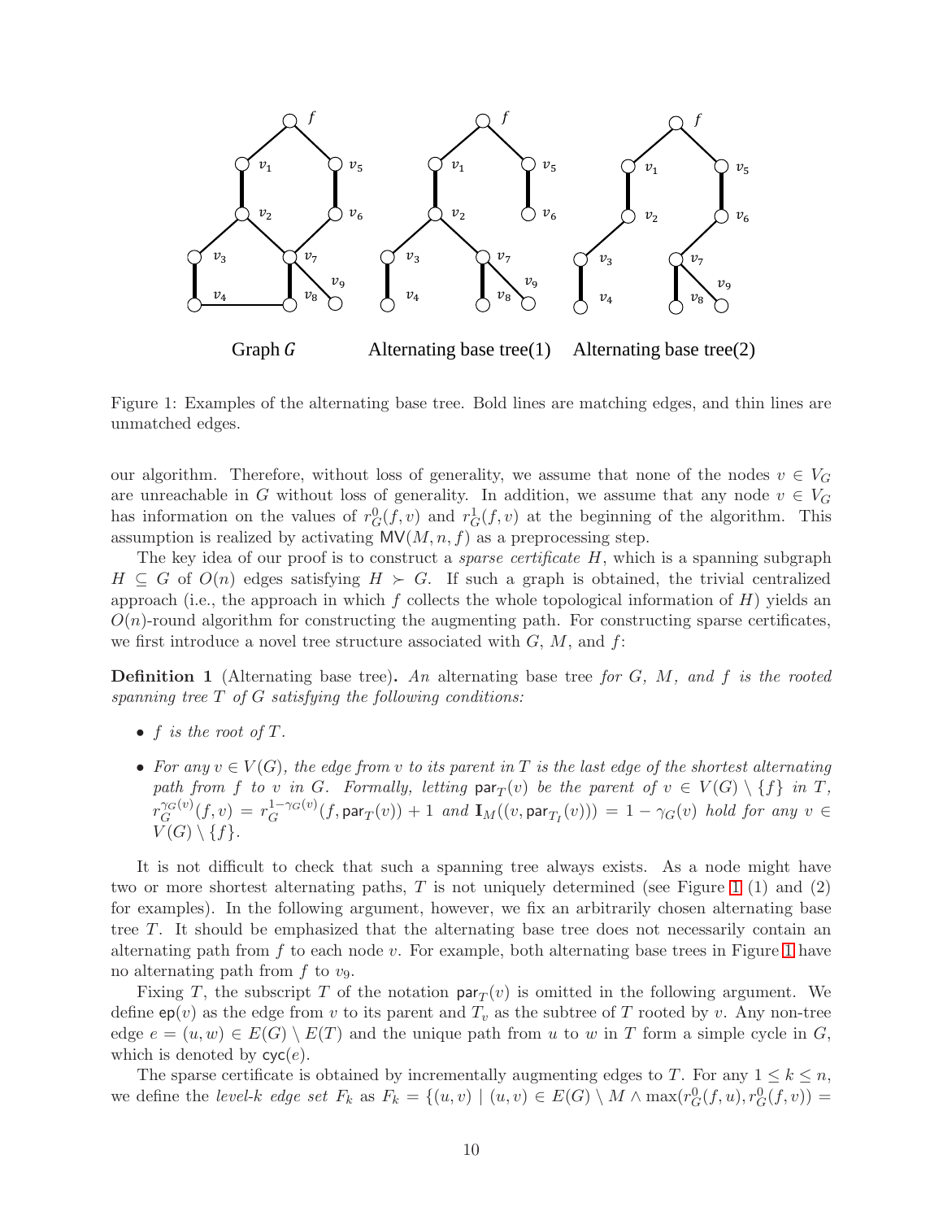Graph $G$ Alternating base tree(1) Alternating base tree(2)

Figure 1: Examples of the alternating base tree. Bold lines are matching edges, and thin lines are unmatched edges.

our algorithm. Therefore, without loss of generality, we assume that none of the nodes $v \in V_G$ are unreachable in $G$ without loss of generality. In addition, we assume that any node $v \in V_G$ has information on the values of $r^0_G(f, v)$ and $r^1_G(f, v)$ at the beginning of the algorithm. This assumption is realized by activating $\mathsf{MV}(M, n, f)$ as a preprocessing step.

The key idea of our proof is to construct a *sparse certificate* $H$, which is a spanning subgraph $H \subseteq G$ of $O(n)$ edges satisfying $H \succ G$. If such a graph is obtained, the trivial centralized approach (i.e., the approach in which $f$ collects the whole topological information of $H$) yields an $O(n)$-round algorithm for constructing the augmenting path. For constructing sparse certificates, we first introduce a novel tree structure associated with $G$, $M$, and $f$:

**Definition 1** (Alternating base tree)**.** *An* alternating base tree *for $G$, $M$, and $f$ is the rooted spanning tree $T$ of $G$ satisfying the following conditions:*

- *$f$ is the root of $T$.*
- *For any $v \in V(G)$, the edge from $v$ to its parent in $T$ is the last edge of the shortest alternating path from $f$ to $v$ in $G$. Formally, letting $\mathsf{par}_T(v)$ be the parent of $v \in V(G) \setminus \{f\}$ in $T$, $r^{\gamma_G(v)}_G(f, v) = r^{1-\gamma_G(v)}_G(f, \mathsf{par}_T(v)) + 1$ and $\mathbf{I}_M((v, \mathsf{par}_{T_I}(v))) = 1 - \gamma_G(v)$ hold for any $v \in V(G) \setminus \{f\}$.*

It is not difficult to check that such a spanning tree always exists. As a node might have two or more shortest alternating paths, $T$ is not uniquely determined (see Figure 1 (1) and (2) for examples). In the following argument, however, we fix an arbitrarily chosen alternating base tree $T$. It should be emphasized that the alternating base tree does not necessarily contain an alternating path from $f$ to each node $v$. For example, both alternating base trees in Figure 1 have no alternating path from $f$ to $v_9$.

Fixing $T$, the subscript $T$ of the notation $\mathsf{par}_T(v)$ is omitted in the following argument. We define $\mathsf{ep}(v)$ as the edge from $v$ to its parent and $T_v$ as the subtree of $T$ rooted by $v$. Any non-tree edge $e = (u, w) \in E(G) \setminus E(T)$ and the unique path from $u$ to $w$ in $T$ form a simple cycle in $G$, which is denoted by $\mathsf{cyc}(e)$.

The sparse certificate is obtained by incrementally augmenting edges to $T$. For any $1 \leq k \leq n$, we define the *level-$k$ edge set* $F_k$ as $F_k = \{(u, v) \mid (u, v) \in E(G) \setminus M \wedge \max(r^0_G(f, u), r^0_G(f, v)) =$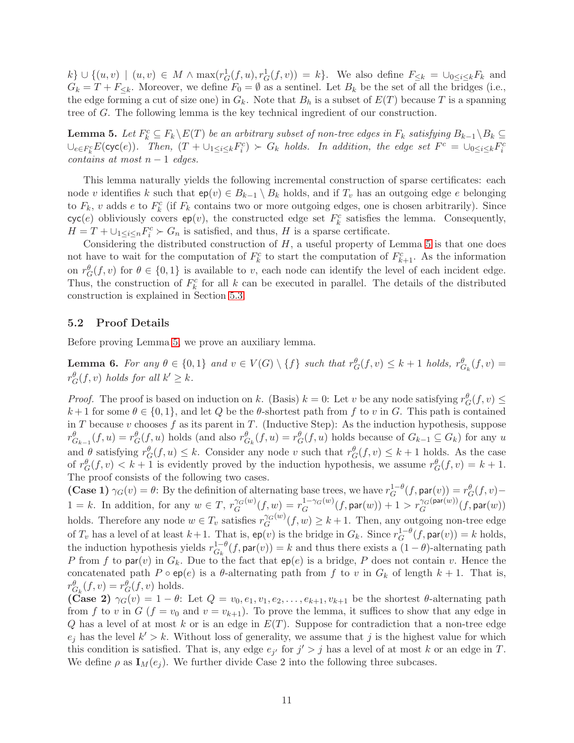$k\} \cup \{(u,v) \mid (u,v) \in M \wedge \max(r^1_G(f,u), r^1_G(f,v)) = k\}$. We also define $F_{\leq k} = \cup_{0 \leq i \leq k} F_k$ and $G_k = T + F_{\leq k}$. Moreover, we define $F_0 = \emptyset$ as a sentinel. Let $B_k$ be the set of all the bridges (i.e., the edge forming a cut of size one) in $G_k$. Note that $B_h$ is a subset of $E(T)$ because $T$ is a spanning tree of $G$. The following lemma is the key technical ingredient of our construction.

**Lemma 5.** *Let $F^c_k \subseteq F_k \setminus E(T)$ be an arbitrary subset of non-tree edges in $F_k$ satisfying $B_{k-1} \setminus B_k \subseteq \cup_{e \in F^c_k} E(\mathsf{cyc}(e))$. Then, $(T + \cup_{1 \leq i \leq k} F^c_i) \succ G_k$ holds. In addition, the edge set $F^c = \cup_{0 \leq i \leq k} F^c_i$ contains at most $n-1$ edges.*

This lemma naturally yields the following incremental construction of sparse certificates: each node $v$ identifies $k$ such that $\mathsf{ep}(v) \in B_{k-1} \setminus B_k$ holds, and if $T_v$ has an outgoing edge $e$ belonging to $F_k$, $v$ adds $e$ to $F^c_k$ (if $F_k$ contains two or more outgoing edges, one is chosen arbitrarily). Since $\mathsf{cyc}(e)$ obliviously covers $\mathsf{ep}(v)$, the constructed edge set $F^c_k$ satisfies the lemma. Consequently, $H = T + \cup_{1 \leq i \leq n} F^c_i \succ G_n$ is satisfied, and thus, $H$ is a sparse certificate.

Considering the distributed construction of $H$, a useful property of Lemma 5 is that one does not have to wait for the computation of $F^c_k$ to start the computation of $F^c_{k+1}$. As the information on $r^\theta_G(f,v)$ for $\theta \in \{0,1\}$ is available to $v$, each node can identify the level of each incident edge. Thus, the construction of $F^c_k$ for all $k$ can be executed in parallel. The details of the distributed construction is explained in Section 5.3.

## 5.2 Proof Details

Before proving Lemma 5, we prove an auxiliary lemma.

**Lemma 6.** *For any $\theta \in \{0,1\}$ and $v \in V(G) \setminus \{f\}$ such that $r^\theta_G(f,v) \leq k+1$ holds, $r^\theta_{G_k}(f,v) = r^\theta_G(f,v)$ holds for all $k' \geq k$.*

*Proof.* The proof is based on induction on $k$. (Basis) $k=0$: Let $v$ be any node satisfying $r^\theta_G(f,v) \leq k+1$ for some $\theta \in \{0,1\}$, and let $Q$ be the $\theta$-shortest path from $f$ to $v$ in $G$. This path is contained in $T$ because $v$ chooses $f$ as its parent in $T$. (Inductive Step): As the induction hypothesis, suppose $r^\theta_{G_{k-1}}(f,u) = r^\theta_G(f,u)$ holds (and also $r^\theta_{G_k}(f,u) = r^\theta_G(f,u)$ holds because of $G_{k-1} \subseteq G_k$) for any $u$ and $\theta$ satisfying $r^\theta_G(f,u) \leq k$. Consider any node $v$ such that $r^\theta_G(f,v) \leq k+1$ holds. As the case of $r^\theta_G(f,v) < k+1$ is evidently proved by the induction hypothesis, we assume $r^\theta_G(f,v) = k+1$. The proof consists of the following two cases.

**(Case 1)** $\gamma_G(v) = \theta$: By the definition of alternating base trees, we have $r^{1-\theta}_G(f,\mathsf{par}(v)) = r^\theta_G(f,v) - 1 = k$. In addition, for any $w \in T$, $r^{\gamma_G(w)}_G(f,w) = r^{1-\gamma_G(w)}_G(f,\mathsf{par}(w)) + 1 > r^{\gamma_G(\mathsf{par}(w))}_G(f,\mathsf{par}(w))$ holds. Therefore any node $w \in T_v$ satisfies $r^{\gamma_G(w)}_G(f,w) \geq k+1$. Then, any outgoing non-tree edge of $T_v$ has a level of at least $k+1$. That is, $\mathsf{ep}(v)$ is the bridge in $G_k$. Since $r^{1-\theta}_G(f,\mathsf{par}(v)) = k$ holds, the induction hypothesis yields $r^{1-\theta}_{G_k}(f,\mathsf{par}(v)) = k$ and thus there exists a $(1-\theta)$-alternating path $P$ from $f$ to $\mathsf{par}(v)$ in $G_k$. Due to the fact that $\mathsf{ep}(e)$ is a bridge, $P$ does not contain $v$. Hence the concatenated path $P \circ \mathsf{ep}(e)$ is a $\theta$-alternating path from $f$ to $v$ in $G_k$ of length $k+1$. That is, $r^\theta_{G_k}(f,v) = r^\theta_G(f,v)$ holds.

**(Case 2)** $\gamma_G(v) = 1-\theta$: Let $Q = v_0, e_1, v_1, e_2, \ldots, e_{k+1}, v_{k+1}$ be the shortest $\theta$-alternating path from $f$ to $v$ in $G$ ($f = v_0$ and $v = v_{k+1}$). To prove the lemma, it suffices to show that any edge in $Q$ has a level of at most $k$ or is an edge in $E(T)$. Suppose for contradiction that a non-tree edge $e_j$ has the level $k' > k$. Without loss of generality, we assume that $j$ is the highest value for which this condition is satisfied. That is, any edge $e_{j'}$ for $j' > j$ has a level of at most $k$ or an edge in $T$. We define $\rho$ as $\mathbf{I}_M(e_j)$. We further divide Case 2 into the following three subcases.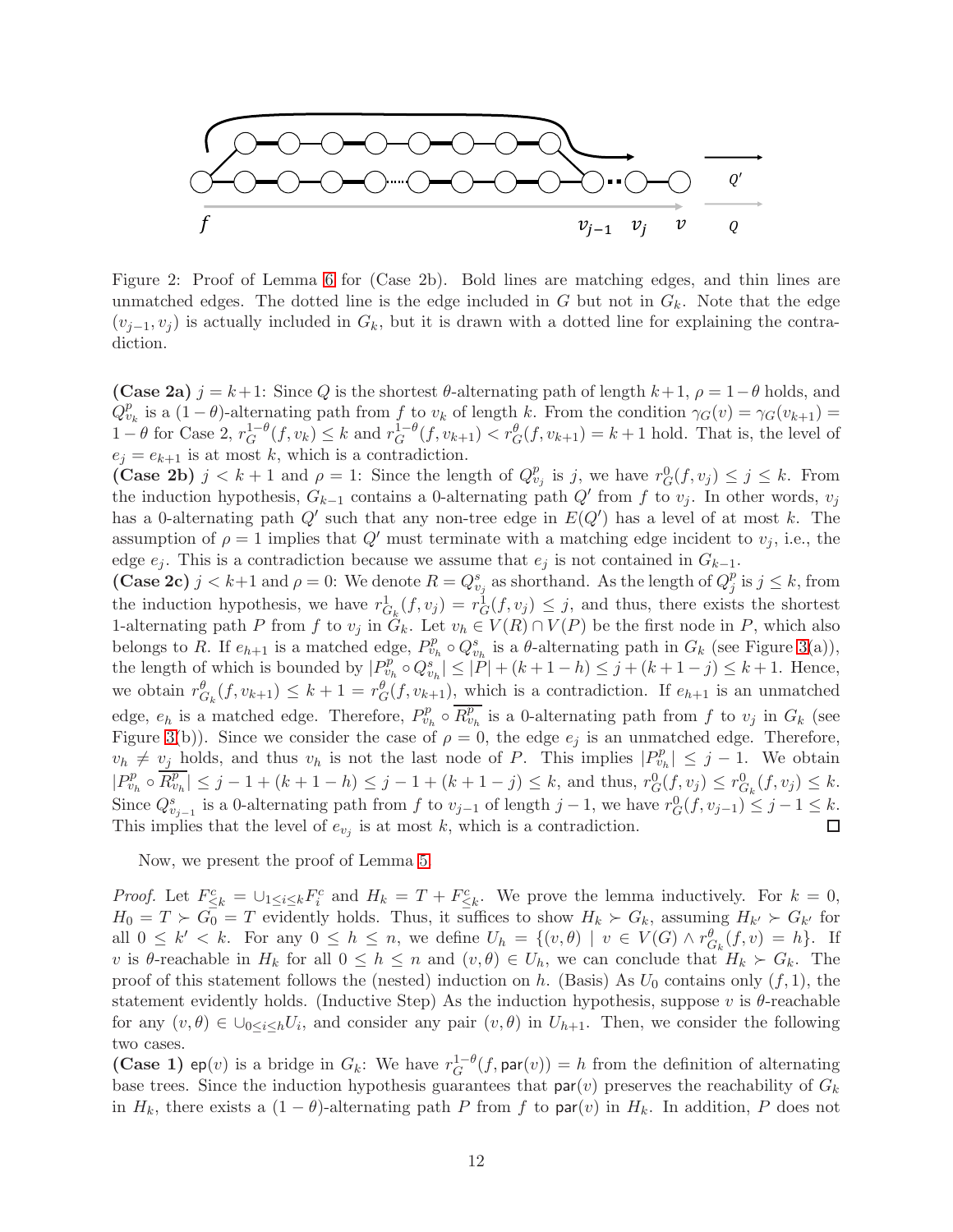Figure 2: Proof of Lemma 6 for (Case 2b). Bold lines are matching edges, and thin lines are unmatched edges. The dotted line is the edge included in $G$ but not in $G_k$. Note that the edge $(v_{j-1}, v_j)$ is actually included in $G_k$, but it is drawn with a dotted line for explaining the contradiction.

**(Case 2a)** $j = k+1$: Since $Q$ is the shortest $\theta$-alternating path of length $k+1$, $\rho = 1-\theta$ holds, and $Q^p_{v_k}$ is a $(1-\theta)$-alternating path from $f$ to $v_k$ of length $k$. From the condition $\gamma_G(v) = \gamma_G(v_{k+1}) = 1-\theta$ for Case 2, $r^{1-\theta}_G(f, v_k) \leq k$ and $r^{1-\theta}_G(f, v_{k+1}) < r^{\theta}_G(f, v_{k+1}) = k+1$ hold. That is, the level of $e_j = e_{k+1}$ is at most $k$, which is a contradiction.

**(Case 2b)** $j < k+1$ and $\rho = 1$: Since the length of $Q^p_{v_j}$ is $j$, we have $r^0_G(f, v_j) \leq j \leq k$. From the induction hypothesis, $G_{k-1}$ contains a 0-alternating path $Q'$ from $f$ to $v_j$. In other words, $v_j$ has a 0-alternating path $Q'$ such that any non-tree edge in $E(Q')$ has a level of at most $k$. The assumption of $\rho = 1$ implies that $Q'$ must terminate with a matching edge incident to $v_j$, i.e., the edge $e_j$. This is a contradiction because we assume that $e_j$ is not contained in $G_{k-1}$.

**(Case 2c)** $j < k+1$ and $\rho = 0$: We denote $R = Q^s_{v_j}$ as shorthand. As the length of $Q^p_j$ is $j \leq k$, from the induction hypothesis, we have $r^1_{G_k}(f, v_j) = r^1_G(f, v_j) \leq j$, and thus, there exists the shortest 1-alternating path $P$ from $f$ to $v_j$ in $G_k$. Let $v_h \in V(R) \cap V(P)$ be the first node in $P$, which also belongs to $R$. If $e_{h+1}$ is a matched edge, $P^p_{v_h} \circ Q^s_{v_h}$ is a $\theta$-alternating path in $G_k$ (see Figure 3(a)), the length of which is bounded by $|P^p_{v_h} \circ Q^s_{v_h}| \leq |P| + (k+1-h) \leq j + (k+1-j) \leq k+1$. Hence, we obtain $r^{\theta}_{G_k}(f, v_{k+1}) \leq k+1 = r^{\theta}_G(f, v_{k+1})$, which is a contradiction. If $e_{h+1}$ is an unmatched edge, $e_h$ is a matched edge. Therefore, $P^p_{v_h} \circ \overline{R^p_{v_h}}$ is a 0-alternating path from $f$ to $v_j$ in $G_k$ (see Figure 3(b)). Since we consider the case of $\rho = 0$, the edge $e_j$ is an unmatched edge. Therefore, $v_h \neq v_j$ holds, and thus $v_h$ is not the last node of $P$. This implies $|P^p_{v_h}| \leq j-1$. We obtain $|P^p_{v_h} \circ \overline{R^p_{v_h}}| \leq j-1+(k+1-h) \leq j-1+(k+1-j) \leq k$, and thus, $r^0_G(f, v_j) \leq r^0_{G_k}(f, v_j) \leq k$. Since $Q^s_{v_{j-1}}$ is a 0-alternating path from $f$ to $v_{j-1}$ of length $j-1$, we have $r^0_G(f, v_{j-1}) \leq j-1 \leq k$. This implies that the level of $e_{v_j}$ is at most $k$, which is a contradiction. $\square$

Now, we present the proof of Lemma 5.

*Proof.* Let $F^c_{\leq k} = \cup_{1 \leq i \leq k} F^c_i$ and $H_k = T + F^c_{\leq k}$. We prove the lemma inductively. For $k = 0$, $H_0 = T \succ G_0 = T$ evidently holds. Thus, it suffices to show $H_k \succ G_k$, assuming $H_{k'} \succ G_{k'}$ for all $0 \leq k' < k$. For any $0 \leq h \leq n$, we define $U_h = \{(v, \theta) \mid v \in V(G) \wedge r^{\theta}_{G_k}(f, v) = h\}$. If $v$ is $\theta$-reachable in $H_k$ for all $0 \leq h \leq n$ and $(v, \theta) \in U_h$, we can conclude that $H_k \succ G_k$. The proof of this statement follows the (nested) induction on $h$. (Basis) As $U_0$ contains only $(f, 1)$, the statement evidently holds. (Inductive Step) As the induction hypothesis, suppose $v$ is $\theta$-reachable for any $(v, \theta) \in \cup_{0 \leq i \leq h} U_i$, and consider any pair $(v, \theta)$ in $U_{h+1}$. Then, we consider the following two cases.

**(Case 1)** $\mathsf{ep}(v)$ is a bridge in $G_k$: We have $r^{1-\theta}_G(f, \mathsf{par}(v)) = h$ from the definition of alternating base trees. Since the induction hypothesis guarantees that $\mathsf{par}(v)$ preserves the reachability of $G_k$ in $H_k$, there exists a $(1-\theta)$-alternating path $P$ from $f$ to $\mathsf{par}(v)$ in $H_k$. In addition, $P$ does not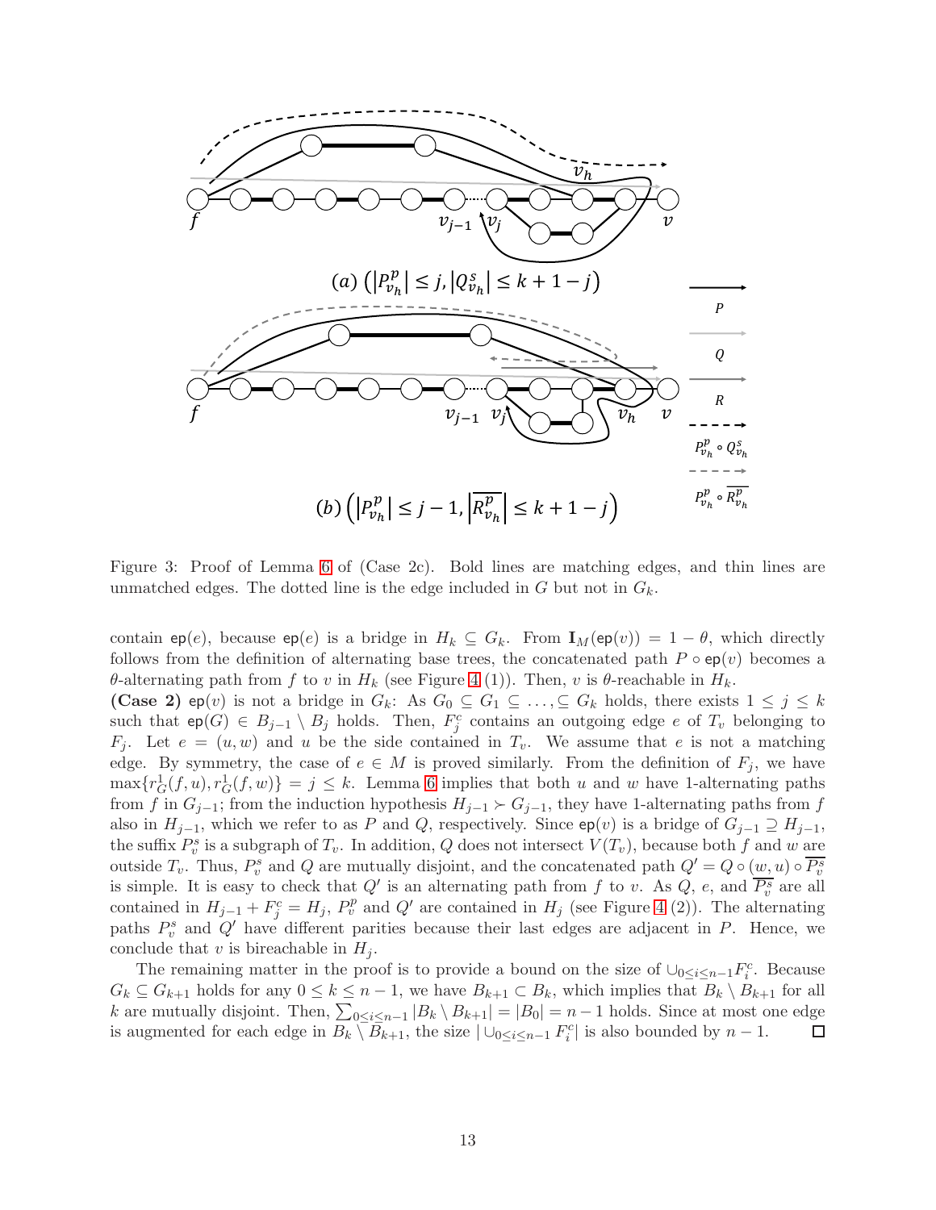Figure 3: Proof of Lemma 6 of (Case 2c). Bold lines are matching edges, and thin lines are unmatched edges. The dotted line is the edge included in $G$ but not in $G_k$.

contain $\mathsf{ep}(e)$, because $\mathsf{ep}(e)$ is a bridge in $H_k \subseteq G_k$. From $\mathbf{I}_M(\mathsf{ep}(v)) = 1 - \theta$, which directly follows from the definition of alternating base trees, the concatenated path $P \circ \mathsf{ep}(v)$ becomes a $\theta$-alternating path from $f$ to $v$ in $H_k$ (see Figure 4 (1)). Then, $v$ is $\theta$-reachable in $H_k$.

**(Case 2)** $\mathsf{ep}(v)$ is not a bridge in $G_k$: As $G_0 \subseteq G_1 \subseteq \ldots, \subseteq G_k$ holds, there exists $1 \leq j \leq k$ such that $\mathsf{ep}(G) \in B_{j-1} \setminus B_j$ holds. Then, $F^c_j$ contains an outgoing edge $e$ of $T_v$ belonging to $F_j$. Let $e = (u, w)$ and $u$ be the side contained in $T_v$. We assume that $e$ is not a matching edge. By symmetry, the case of $e \in M$ is proved similarly. From the definition of $F_j$, we have $\max\{r^1_G(f, u), r^1_G(f, w)\} = j \leq k$. Lemma 6 implies that both $u$ and $w$ have 1-alternating paths from $f$ in $G_{j-1}$; from the induction hypothesis $H_{j-1} \succ G_{j-1}$, they have 1-alternating paths from $f$ also in $H_{j-1}$, which we refer to as $P$ and $Q$, respectively. Since $\mathsf{ep}(v)$ is a bridge of $G_{j-1} \supseteq H_{j-1}$, the suffix $P^s_v$ is a subgraph of $T_v$. In addition, $Q$ does not intersect $V(T_v)$, because both $f$ and $w$ are outside $T_v$. Thus, $P^s_v$ and $Q$ are mutually disjoint, and the concatenated path $Q' = Q \circ (w, u) \circ \overline{P^s_v}$ is simple. It is easy to check that $Q'$ is an alternating path from $f$ to $v$. As $Q$, $e$, and $\overline{P^s_v}$ are all contained in $H_{j-1} + F^c_j = H_j$, $P^p_v$ and $Q'$ are contained in $H_j$ (see Figure 4 (2)). The alternating paths $P^s_v$ and $Q'$ have different parities because their last edges are adjacent in $P$. Hence, we conclude that $v$ is bireachable in $H_j$.

The remaining matter in the proof is to provide a bound on the size of $\cup_{0 \leq i \leq n-1} F^c_i$. Because $G_k \subseteq G_{k+1}$ holds for any $0 \leq k \leq n-1$, we have $B_{k+1} \subset B_k$, which implies that $B_k \setminus B_{k+1}$ for all $k$ are mutually disjoint. Then, $\sum_{0 \leq i \leq n-1} |B_k \setminus B_{k+1}| = |B_0| = n - 1$ holds. Since at most one edge is augmented for each edge in $B_k \setminus B_{k+1}$, the size $|\cup_{0 \leq i \leq n-1} F^c_i|$ is also bounded by $n - 1$. $\square$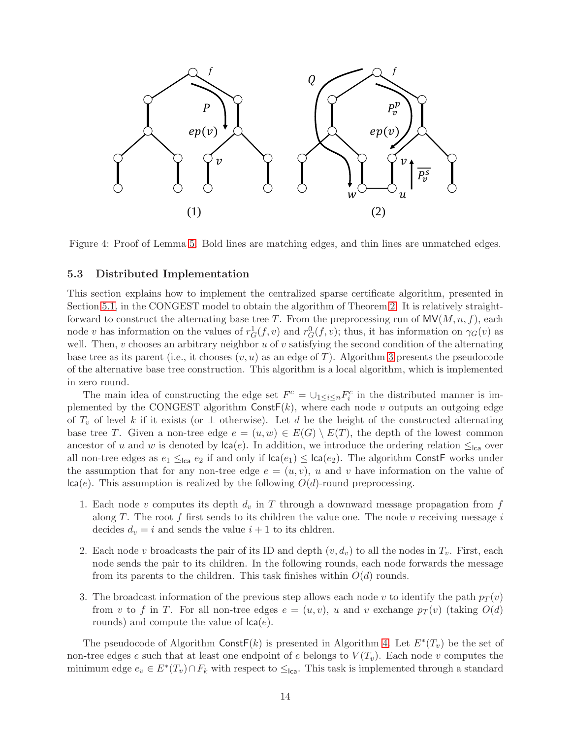Figure 4: Proof of Lemma 5. Bold lines are matching edges, and thin lines are unmatched edges.

### 5.3 Distributed Implementation

This section explains how to implement the centralized sparse certificate algorithm, presented in Section 5.1, in the CONGEST model to obtain the algorithm of Theorem 2. It is relatively straightforward to construct the alternating base tree $T$. From the preprocessing run of $\mathsf{MV}(M, n, f)$, each node $v$ has information on the values of $r^1_G(f, v)$ and $r^0_G(f, v)$; thus, it has information on $\gamma_G(v)$ as well. Then, $v$ chooses an arbitrary neighbor $u$ of $v$ satisfying the second condition of the alternating base tree as its parent (i.e., it chooses $(v, u)$ as an edge of $T$). Algorithm 3 presents the pseudocode of the alternative base tree construction. This algorithm is a local algorithm, which is implemented in zero round.

The main idea of constructing the edge set $F^c = \cup_{1 \leq i \leq n} F^c_i$ in the distributed manner is implemented by the CONGEST algorithm $\mathsf{ConstF}(k)$, where each node $v$ outputs an outgoing edge of $T_v$ of level $k$ if it exists (or $\perp$ otherwise). Let $d$ be the height of the constructed alternating base tree $T$. Given a non-tree edge $e = (u, w) \in E(G) \setminus E(T)$, the depth of the lowest common ancestor of $u$ and $w$ is denoted by $\mathsf{lca}(e)$. In addition, we introduce the ordering relation $\leq_{\mathsf{lca}}$ over all non-tree edges as $e_1 \leq_{\mathsf{lca}} e_2$ if and only if $\mathsf{lca}(e_1) \leq \mathsf{lca}(e_2)$. The algorithm $\mathsf{ConstF}$ works under the assumption that for any non-tree edge $e = (u, v)$, $u$ and $v$ have information on the value of $\mathsf{lca}(e)$. This assumption is realized by the following $O(d)$-round preprocessing.

1. Each node $v$ computes its depth $d_v$ in $T$ through a downward message propagation from $f$ along $T$. The root $f$ first sends to its children the value one. The node $v$ receiving message $i$ decides $d_v = i$ and sends the value $i + 1$ to its chldren.

2. Each node $v$ broadcasts the pair of its ID and depth $(v, d_v)$ to all the nodes in $T_v$. First, each node sends the pair to its children. In the following rounds, each node forwards the message from its parents to the children. This task finishes within $O(d)$ rounds.

3. The broadcast information of the previous step allows each node $v$ to identify the path $p_T(v)$ from $v$ to $f$ in $T$. For all non-tree edges $e = (u, v)$, $u$ and $v$ exchange $p_T(v)$ (taking $O(d)$ rounds) and compute the value of $\mathsf{lca}(e)$.

The pseudocode of Algorithm $\mathsf{ConstF}(k)$ is presented in Algorithm 4. Let $E^*(T_v)$ be the set of non-tree edges $e$ such that at least one endpoint of $e$ belongs to $V(T_v)$. Each node $v$ computes the minimum edge $e_v \in E^*(T_v) \cap F_k$ with respect to $\leq_{\mathsf{lca}}$. This task is implemented through a standard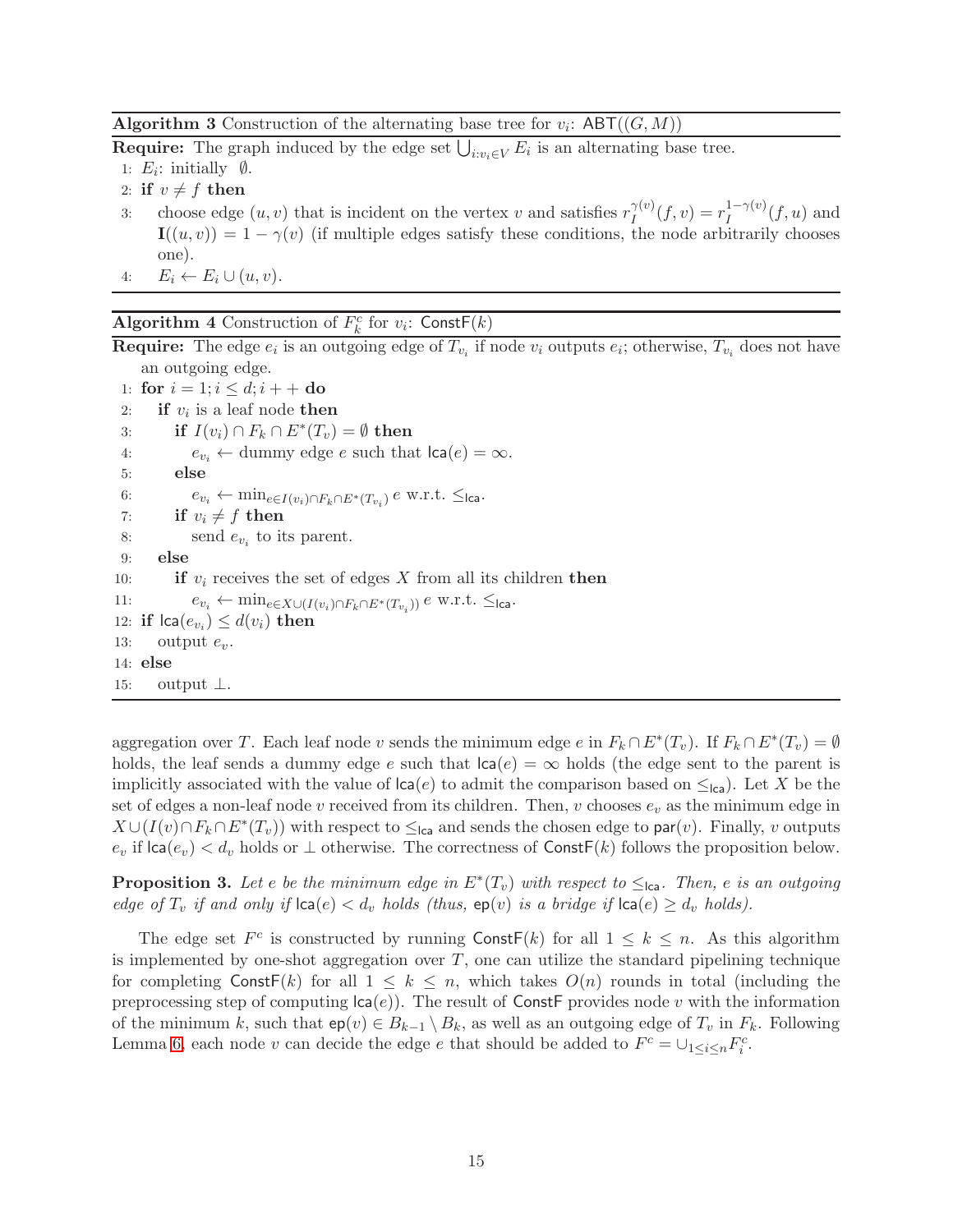**Algorithm 3** Construction of the alternating base tree for $v_i$: $\mathsf{ABT}((G, M))$

**Require:** The graph induced by the edge set $\bigcup_{i:v_i \in V} E_i$ is an alternating base tree.

1: $E_i$: initially $\emptyset$.
2: **if** $v \neq f$ **then**
3: &nbsp;&nbsp;&nbsp;&nbsp;choose edge $(u, v)$ that is incident on the vertex $v$ and satisfies $r_I^{\gamma(v)}(f, v) = r_I^{1-\gamma(v)}(f, u)$ and $\mathbf{I}((u, v)) = 1 - \gamma(v)$ (if multiple edges satisfy these conditions, the node arbitrarily chooses one).
4: &nbsp;&nbsp;&nbsp;&nbsp;$E_i \leftarrow E_i \cup (u, v)$.

**Algorithm 4** Construction of $F_k^c$ for $v_i$: $\mathsf{ConstF}(k)$

**Require:** The edge $e_i$ is an outgoing edge of $T_{v_i}$ if node $v_i$ outputs $e_i$; otherwise, $T_{v_i}$ does not have an outgoing edge.

1: **for** $i = 1; i \leq d; i++$ **do**
2: &nbsp;&nbsp;&nbsp;&nbsp;**if** $v_i$ is a leaf node **then**
3: &nbsp;&nbsp;&nbsp;&nbsp;&nbsp;&nbsp;&nbsp;&nbsp;**if** $I(v_i) \cap F_k \cap E^*(T_v) = \emptyset$ **then**
4: &nbsp;&nbsp;&nbsp;&nbsp;&nbsp;&nbsp;&nbsp;&nbsp;&nbsp;&nbsp;&nbsp;&nbsp;$e_{v_i} \leftarrow$ dummy edge $e$ such that $\mathsf{lca}(e) = \infty$.
5: &nbsp;&nbsp;&nbsp;&nbsp;&nbsp;&nbsp;&nbsp;&nbsp;**else**
6: &nbsp;&nbsp;&nbsp;&nbsp;&nbsp;&nbsp;&nbsp;&nbsp;&nbsp;&nbsp;&nbsp;&nbsp;$e_{v_i} \leftarrow \min_{e \in I(v_i) \cap F_k \cap E^*(T_{v_i})} e$ w.r.t. $\leq_{\mathsf{lca}}$.
7: &nbsp;&nbsp;&nbsp;&nbsp;&nbsp;&nbsp;&nbsp;&nbsp;**if** $v_i \neq f$ **then**
8: &nbsp;&nbsp;&nbsp;&nbsp;&nbsp;&nbsp;&nbsp;&nbsp;&nbsp;&nbsp;&nbsp;&nbsp;send $e_{v_i}$ to its parent.
9: &nbsp;&nbsp;&nbsp;&nbsp;**else**
10: &nbsp;&nbsp;&nbsp;&nbsp;&nbsp;&nbsp;&nbsp;&nbsp;**if** $v_i$ receives the set of edges $X$ from all its children **then**
11: &nbsp;&nbsp;&nbsp;&nbsp;&nbsp;&nbsp;&nbsp;&nbsp;&nbsp;&nbsp;&nbsp;&nbsp;$e_{v_i} \leftarrow \min_{e \in X \cup (I(v_i) \cap F_k \cap E^*(T_{v_i}))} e$ w.r.t. $\leq_{\mathsf{lca}}$.
12: **if** $\mathsf{lca}(e_{v_i}) \leq d(v_i)$ **then**
13: &nbsp;&nbsp;&nbsp;&nbsp;output $e_v$.
14: **else**
15: &nbsp;&nbsp;&nbsp;&nbsp;output $\perp$.

aggregation over $T$. Each leaf node $v$ sends the minimum edge $e$ in $F_k \cap E^*(T_v)$. If $F_k \cap E^*(T_v) = \emptyset$ holds, the leaf sends a dummy edge $e$ such that $\mathsf{lca}(e) = \infty$ holds (the edge sent to the parent is implicitly associated with the value of $\mathsf{lca}(e)$ to admit the comparison based on $\leq_{\mathsf{lca}}$). Let $X$ be the set of edges a non-leaf node $v$ received from its children. Then, $v$ chooses $e_v$ as the minimum edge in $X \cup (I(v) \cap F_k \cap E^*(T_v))$ with respect to $\leq_{\mathsf{lca}}$ and sends the chosen edge to $\mathsf{par}(v)$. Finally, $v$ outputs $e_v$ if $\mathsf{lca}(e_v) < d_v$ holds or $\perp$ otherwise. The correctness of $\mathsf{ConstF}(k)$ follows the proposition below.

**Proposition 3.** *Let $e$ be the minimum edge in $E^*(T_v)$ with respect to $\leq_{\mathsf{lca}}$. Then, $e$ is an outgoing edge of $T_v$ if and only if $\mathsf{lca}(e) < d_v$ holds (thus, $\mathsf{ep}(v)$ is a bridge if $\mathsf{lca}(e) \geq d_v$ holds).*

The edge set $F^c$ is constructed by running $\mathsf{ConstF}(k)$ for all $1 \leq k \leq n$. As this algorithm is implemented by one-shot aggregation over $T$, one can utilize the standard pipelining technique for completing $\mathsf{ConstF}(k)$ for all $1 \leq k \leq n$, which takes $O(n)$ rounds in total (including the preprocessing step of computing $\mathsf{lca}(e)$). The result of $\mathsf{ConstF}$ provides node $v$ with the information of the minimum $k$, such that $\mathsf{ep}(v) \in B_{k-1} \setminus B_k$, as well as an outgoing edge of $T_v$ in $F_k$. Following Lemma 6, each node $v$ can decide the edge $e$ that should be added to $F^c = \cup_{1 \leq i \leq n} F_i^c$.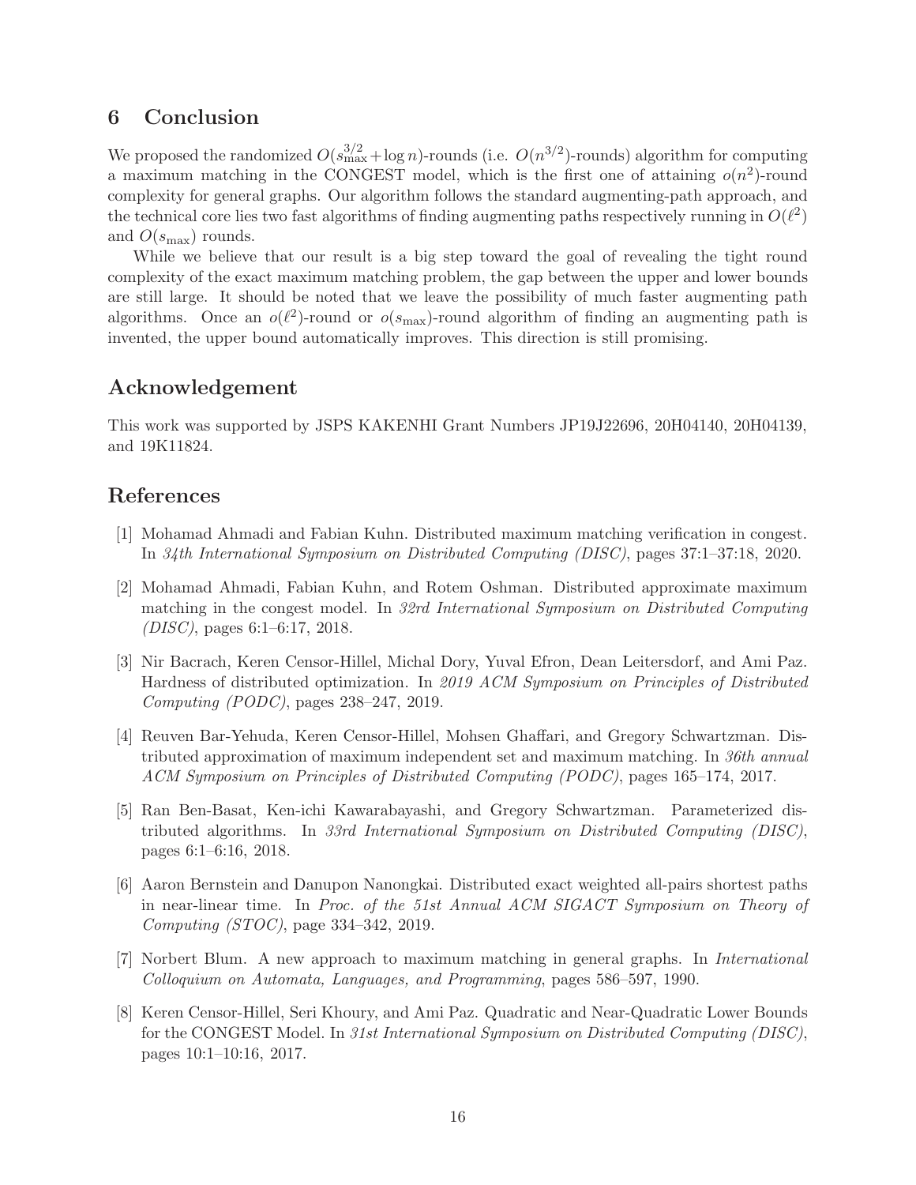## 6 Conclusion

We proposed the randomized $O(s_{\max}^{3/2} + \log n)$-rounds (i.e. $O(n^{3/2})$-rounds) algorithm for computing a maximum matching in the CONGEST model, which is the first one of attaining $o(n^2)$-round complexity for general graphs. Our algorithm follows the standard augmenting-path approach, and the technical core lies two fast algorithms of finding augmenting paths respectively running in $O(\ell^2)$ and $O(s_{\max})$ rounds.

While we believe that our result is a big step toward the goal of revealing the tight round complexity of the exact maximum matching problem, the gap between the upper and lower bounds are still large. It should be noted that we leave the possibility of much faster augmenting path algorithms. Once an $o(\ell^2)$-round or $o(s_{\max})$-round algorithm of finding an augmenting path is invented, the upper bound automatically improves. This direction is still promising.

## Acknowledgement

This work was supported by JSPS KAKENHI Grant Numbers JP19J22696, 20H04140, 20H04139, and 19K11824.

## References

[1] Mohamad Ahmadi and Fabian Kuhn. Distributed maximum matching verification in congest. In *34th International Symposium on Distributed Computing (DISC)*, pages 37:1–37:18, 2020.

[2] Mohamad Ahmadi, Fabian Kuhn, and Rotem Oshman. Distributed approximate maximum matching in the congest model. In *32rd International Symposium on Distributed Computing (DISC)*, pages 6:1–6:17, 2018.

[3] Nir Bacrach, Keren Censor-Hillel, Michal Dory, Yuval Efron, Dean Leitersdorf, and Ami Paz. Hardness of distributed optimization. In *2019 ACM Symposium on Principles of Distributed Computing (PODC)*, pages 238–247, 2019.

[4] Reuven Bar-Yehuda, Keren Censor-Hillel, Mohsen Ghaffari, and Gregory Schwartzman. Distributed approximation of maximum independent set and maximum matching. In *36th annual ACM Symposium on Principles of Distributed Computing (PODC)*, pages 165–174, 2017.

[5] Ran Ben-Basat, Ken-ichi Kawarabayashi, and Gregory Schwartzman. Parameterized distributed algorithms. In *33rd International Symposium on Distributed Computing (DISC)*, pages 6:1–6:16, 2018.

[6] Aaron Bernstein and Danupon Nanongkai. Distributed exact weighted all-pairs shortest paths in near-linear time. In *Proc. of the 51st Annual ACM SIGACT Symposium on Theory of Computing (STOC)*, page 334–342, 2019.

[7] Norbert Blum. A new approach to maximum matching in general graphs. In *International Colloquium on Automata, Languages, and Programming*, pages 586–597, 1990.

[8] Keren Censor-Hillel, Seri Khoury, and Ami Paz. Quadratic and Near-Quadratic Lower Bounds for the CONGEST Model. In *31st International Symposium on Distributed Computing (DISC)*, pages 10:1–10:16, 2017.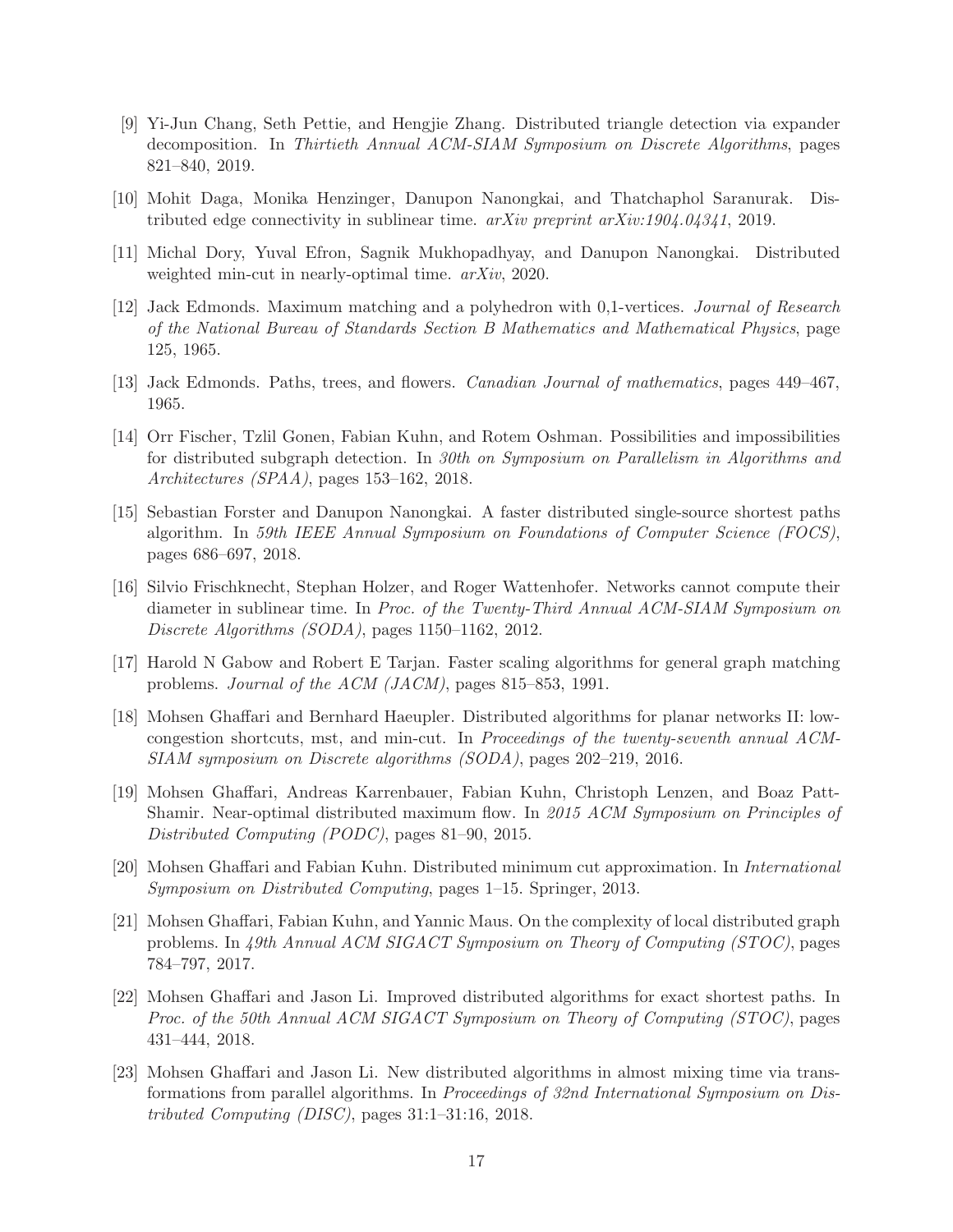[9] Yi-Jun Chang, Seth Pettie, and Hengjie Zhang. Distributed triangle detection via expander decomposition. In *Thirtieth Annual ACM-SIAM Symposium on Discrete Algorithms*, pages 821–840, 2019.

[10] Mohit Daga, Monika Henzinger, Danupon Nanongkai, and Thatchaphol Saranurak. Distributed edge connectivity in sublinear time. *arXiv preprint arXiv:1904.04341*, 2019.

[11] Michal Dory, Yuval Efron, Sagnik Mukhopadhyay, and Danupon Nanongkai. Distributed weighted min-cut in nearly-optimal time. *arXiv*, 2020.

[12] Jack Edmonds. Maximum matching and a polyhedron with 0,1-vertices. *Journal of Research of the National Bureau of Standards Section B Mathematics and Mathematical Physics*, page 125, 1965.

[13] Jack Edmonds. Paths, trees, and flowers. *Canadian Journal of mathematics*, pages 449–467, 1965.

[14] Orr Fischer, Tzlil Gonen, Fabian Kuhn, and Rotem Oshman. Possibilities and impossibilities for distributed subgraph detection. In *30th on Symposium on Parallelism in Algorithms and Architectures (SPAA)*, pages 153–162, 2018.

[15] Sebastian Forster and Danupon Nanongkai. A faster distributed single-source shortest paths algorithm. In *59th IEEE Annual Symposium on Foundations of Computer Science (FOCS)*, pages 686–697, 2018.

[16] Silvio Frischknecht, Stephan Holzer, and Roger Wattenhofer. Networks cannot compute their diameter in sublinear time. In *Proc. of the Twenty-Third Annual ACM-SIAM Symposium on Discrete Algorithms (SODA)*, pages 1150–1162, 2012.

[17] Harold N Gabow and Robert E Tarjan. Faster scaling algorithms for general graph matching problems. *Journal of the ACM (JACM)*, pages 815–853, 1991.

[18] Mohsen Ghaffari and Bernhard Haeupler. Distributed algorithms for planar networks II: low-congestion shortcuts, mst, and min-cut. In *Proceedings of the twenty-seventh annual ACM-SIAM symposium on Discrete algorithms (SODA)*, pages 202–219, 2016.

[19] Mohsen Ghaffari, Andreas Karrenbauer, Fabian Kuhn, Christoph Lenzen, and Boaz Patt-Shamir. Near-optimal distributed maximum flow. In *2015 ACM Symposium on Principles of Distributed Computing (PODC)*, pages 81–90, 2015.

[20] Mohsen Ghaffari and Fabian Kuhn. Distributed minimum cut approximation. In *International Symposium on Distributed Computing*, pages 1–15. Springer, 2013.

[21] Mohsen Ghaffari, Fabian Kuhn, and Yannic Maus. On the complexity of local distributed graph problems. In *49th Annual ACM SIGACT Symposium on Theory of Computing (STOC)*, pages 784–797, 2017.

[22] Mohsen Ghaffari and Jason Li. Improved distributed algorithms for exact shortest paths. In *Proc. of the 50th Annual ACM SIGACT Symposium on Theory of Computing (STOC)*, pages 431–444, 2018.

[23] Mohsen Ghaffari and Jason Li. New distributed algorithms in almost mixing time via transformations from parallel algorithms. In *Proceedings of 32nd International Symposium on Distributed Computing (DISC)*, pages 31:1–31:16, 2018.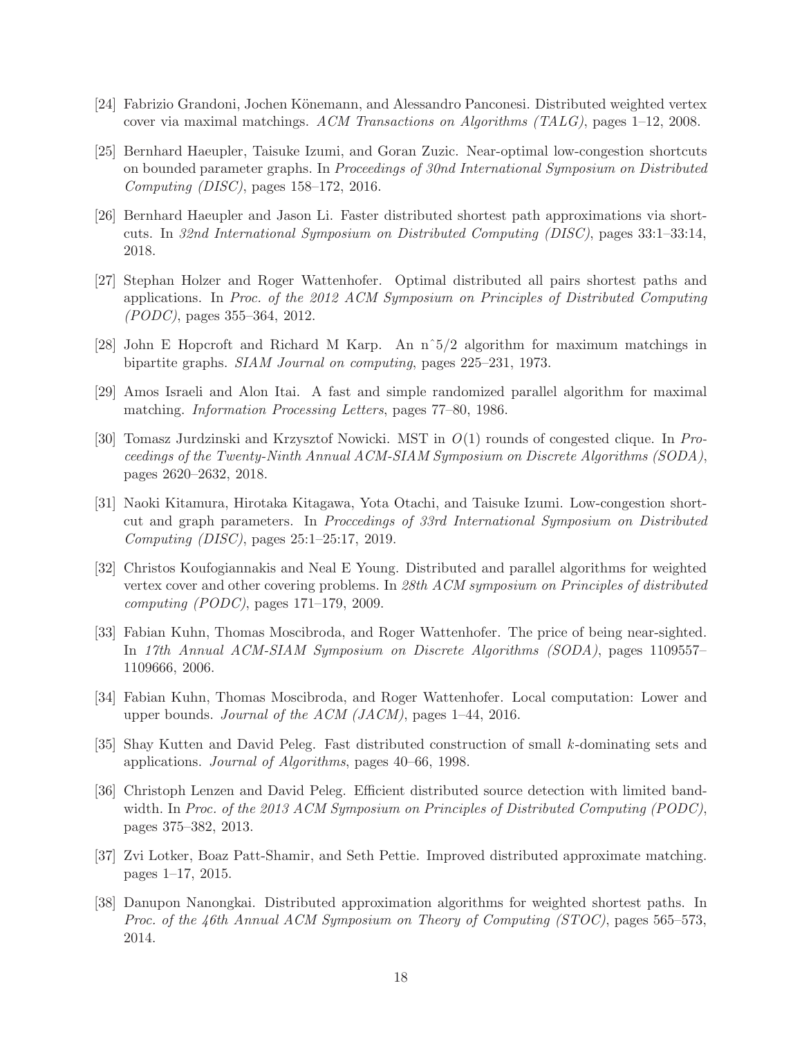[24] Fabrizio Grandoni, Jochen Könemann, and Alessandro Panconesi. Distributed weighted vertex cover via maximal matchings. *ACM Transactions on Algorithms (TALG)*, pages 1–12, 2008.

[25] Bernhard Haeupler, Taisuke Izumi, and Goran Zuzic. Near-optimal low-congestion shortcuts on bounded parameter graphs. In *Proceedings of 30nd International Symposium on Distributed Computing (DISC)*, pages 158–172, 2016.

[26] Bernhard Haeupler and Jason Li. Faster distributed shortest path approximations via shortcuts. In *32nd International Symposium on Distributed Computing (DISC)*, pages 33:1–33:14, 2018.

[27] Stephan Holzer and Roger Wattenhofer. Optimal distributed all pairs shortest paths and applications. In *Proc. of the 2012 ACM Symposium on Principles of Distributed Computing (PODC)*, pages 355–364, 2012.

[28] John E Hopcroft and Richard M Karp. An nˆ5/2 algorithm for maximum matchings in bipartite graphs. *SIAM Journal on computing*, pages 225–231, 1973.

[29] Amos Israeli and Alon Itai. A fast and simple randomized parallel algorithm for maximal matching. *Information Processing Letters*, pages 77–80, 1986.

[30] Tomasz Jurdzinski and Krzysztof Nowicki. MST in $O(1)$ rounds of congested clique. In *Proceedings of the Twenty-Ninth Annual ACM-SIAM Symposium on Discrete Algorithms (SODA)*, pages 2620–2632, 2018.

[31] Naoki Kitamura, Hirotaka Kitagawa, Yota Otachi, and Taisuke Izumi. Low-congestion shortcut and graph parameters. In *Proccedings of 33rd International Symposium on Distributed Computing (DISC)*, pages 25:1–25:17, 2019.

[32] Christos Koufogiannakis and Neal E Young. Distributed and parallel algorithms for weighted vertex cover and other covering problems. In *28th ACM symposium on Principles of distributed computing (PODC)*, pages 171–179, 2009.

[33] Fabian Kuhn, Thomas Moscibroda, and Roger Wattenhofer. The price of being near-sighted. In *17th Annual ACM-SIAM Symposium on Discrete Algorithms (SODA)*, pages 1109557–1109666, 2006.

[34] Fabian Kuhn, Thomas Moscibroda, and Roger Wattenhofer. Local computation: Lower and upper bounds. *Journal of the ACM (JACM)*, pages 1–44, 2016.

[35] Shay Kutten and David Peleg. Fast distributed construction of small $k$-dominating sets and applications. *Journal of Algorithms*, pages 40–66, 1998.

[36] Christoph Lenzen and David Peleg. Efficient distributed source detection with limited bandwidth. In *Proc. of the 2013 ACM Symposium on Principles of Distributed Computing (PODC)*, pages 375–382, 2013.

[37] Zvi Lotker, Boaz Patt-Shamir, and Seth Pettie. Improved distributed approximate matching. pages 1–17, 2015.

[38] Danupon Nanongkai. Distributed approximation algorithms for weighted shortest paths. In *Proc. of the 46th Annual ACM Symposium on Theory of Computing (STOC)*, pages 565–573, 2014.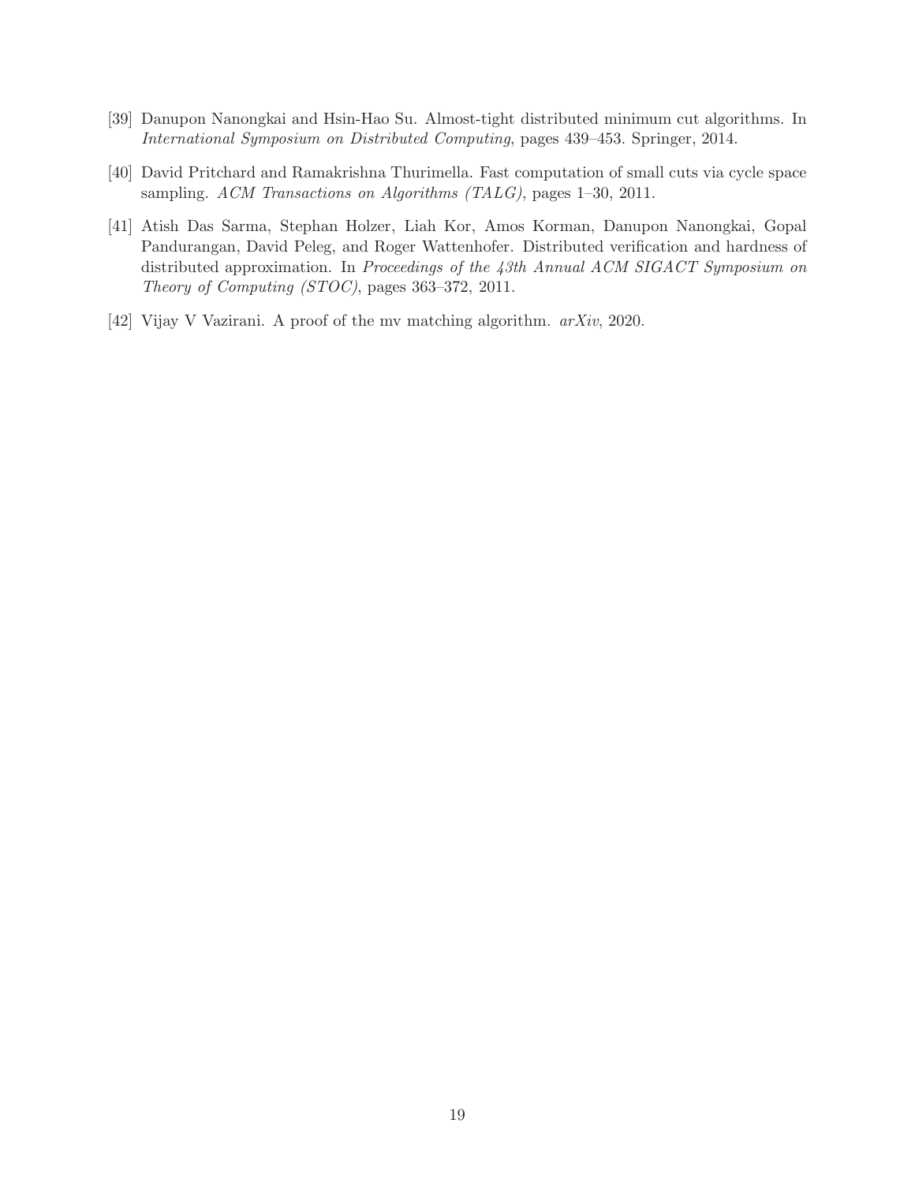[39] Danupon Nanongkai and Hsin-Hao Su. Almost-tight distributed minimum cut algorithms. In *International Symposium on Distributed Computing*, pages 439–453. Springer, 2014.

[40] David Pritchard and Ramakrishna Thurimella. Fast computation of small cuts via cycle space sampling. *ACM Transactions on Algorithms (TALG)*, pages 1–30, 2011.

[41] Atish Das Sarma, Stephan Holzer, Liah Kor, Amos Korman, Danupon Nanongkai, Gopal Pandurangan, David Peleg, and Roger Wattenhofer. Distributed verification and hardness of distributed approximation. In *Proceedings of the 43th Annual ACM SIGACT Symposium on Theory of Computing (STOC)*, pages 363–372, 2011.

[42] Vijay V Vazirani. A proof of the mv matching algorithm. *arXiv*, 2020.